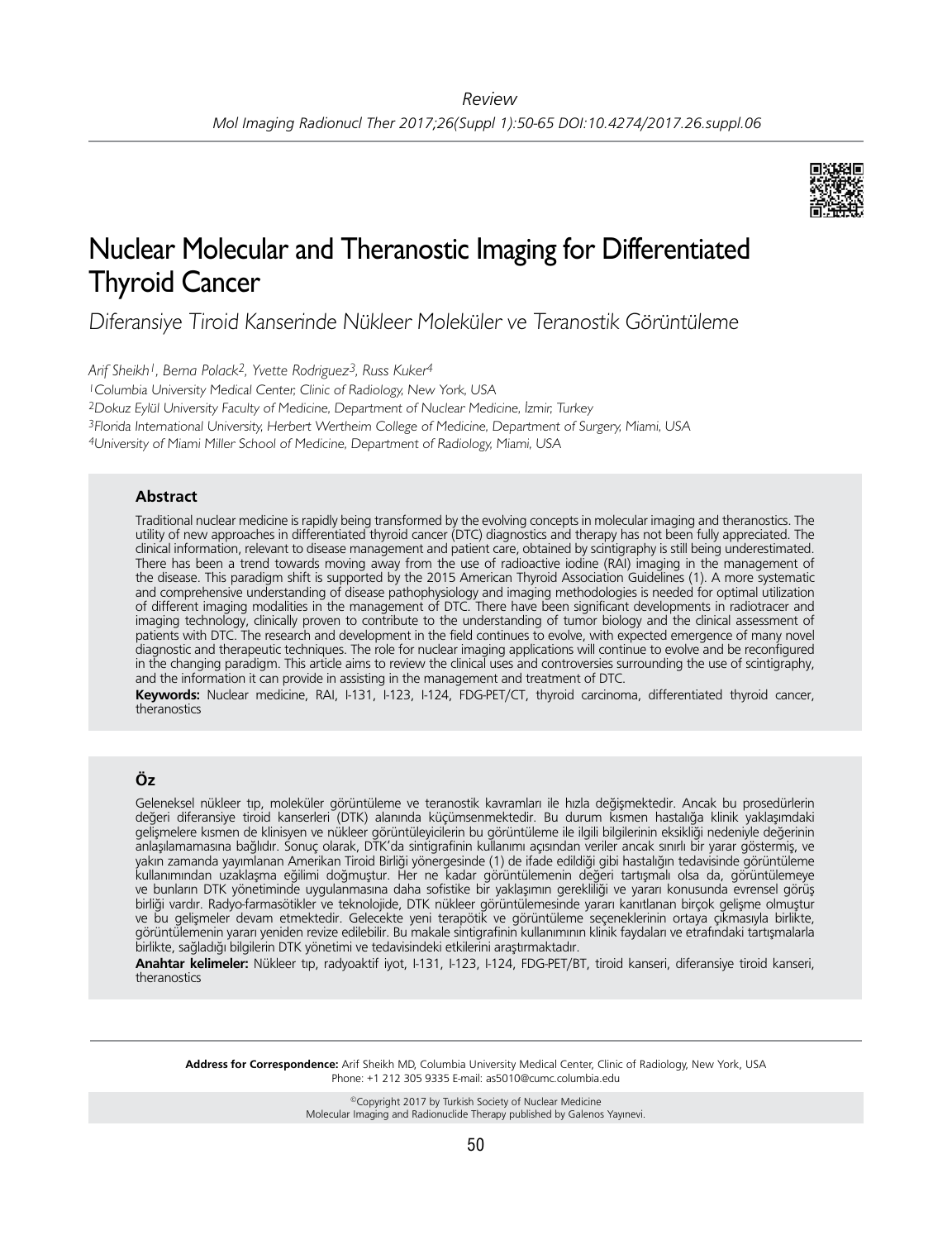*Review*

# Nuclear Molecular and Theranostic Imaging for Differentiated Thyroid Cancer

*Diferansiye Tiroid Kanserinde Nükleer Moleküler ve Teranostik Görüntüleme*

*Arif Sheikh[1], Berna Polack[2], Yvette Rodriguez[3], Russ Kuker[4]*

[1]Columbia University Medical Center, Clinic of Radiology, New York, USA
[2]Dokuz Eylül University Faculty of Medicine, Department of Nuclear Medicine, İzmir, Turkey
[3]Florida International University, Herbert Wertheim College of Medicine, Department of Surgery, Miami, USA
[4]University of Miami Miller School of Medicine, Department of Radiology, Miami, USA

### Abstract

Traditional nuclear medicine is rapidly being transformed by the evolving concepts in molecular imaging and theranostics. The utility of new approaches in differentiated thyroid cancer (DTC) diagnostics and therapy has not been fully appreciated. The clinical information, relevant to disease management and patient care, obtained by scintigraphy is still being underestimated. There has been a trend towards moving away from the use of radioactive iodine (RAI) imaging in the management of the disease. This paradigm shift is supported by the 2015 American Thyroid Association Guidelines (1). A more systematic and comprehensive understanding of disease pathophysiology and imaging methodologies is needed for optimal utilization of different imaging modalities in the management of DTC. There have been significant developments in radiotracer and imaging technology, clinically proven to contribute to the understanding of tumor biology and the clinical assessment of patients with DTC. The research and development in the field continues to evolve, with expected emergence of many novel diagnostic and therapeutic techniques. The role for nuclear imaging applications will continue to evolve and be reconfigured in the changing paradigm. This article aims to review the clinical uses and controversies surrounding the use of scintigraphy, and the information it can provide in assisting in the management and treatment of DTC.

**Keywords:** Nuclear medicine, RAI, I-131, I-123, I-124, FDG-PET/CT, thyroid carcinoma, differentiated thyroid cancer, theranostics

### Öz

Geleneksel nükleer tıp, moleküler görüntüleme ve teranostik kavramları ile hızla değişmektedir. Ancak bu prosedürlerin değeri diferansiye tiroid kanserleri (DTK) alanında küçümsenmektedir. Bu durum kısmen hastalığa klinik yaklaşımdaki gelişmelere kısmen de klinisyen ve nükleer görüntüleyicilerin bu görüntüleme ile ilgili bilgilerinin eksikliği nedeniyle değerinin anlaşılamamasına bağlıdır. Sonuç olarak, DTK'da sintigrafinin kullanımı açısından veriler ancak sınırlı bir yarar göstermiş, ve yakın zamanda yayımlanan Amerikan Tiroid Birliği yönergesinde (1) de ifade edildiği gibi hastalığın tedavisinde görüntüleme kullanımından uzaklaşma eğilimi doğmuştur. Her ne kadar görüntülemenin değeri tartışmalı olsa da, görüntülemeye ve bunların DTK yönetiminde uygulanmasına daha sofistike bir yaklaşımın gerekliliği ve yararı konusunda evrensel görüş birliği vardır. Radyo-farmasötikler ve teknolojide, DTK nükleer görüntülemesinde yararı kanıtlanan birçok gelişme olmuştur ve bu gelişmeler devam etmektedir. Gelecekte yeni terapötik ve görüntüleme seçeneklerinin ortaya çıkmasıyla birlikte, görüntülemenin yararı yeniden revize edilebilir. Bu makale sintigrafinin kullanımının klinik faydaları ve etrafındaki tartışmalarla birlikte, sağladığı bilgilerin DTK yönetimi ve tedavisindeki etkilerini araştırmaktadır.

**Anahtar kelimeler:** Nükleer tıp, radyoaktif iyot, I-131, I-123, I-124, FDG-PET/BT, tiroid kanseri, diferansiye tiroid kanseri, theranostics

**Address for Correspondence:** Arif Sheikh MD, Columbia University Medical Center, Clinic of Radiology, New York, USA
Phone: +1 212 305 9335 E-mail: as5010@cumc.columbia.edu

©Copyright 2017 by Turkish Society of Nuclear Medicine
Molecular Imaging and Radionuclide Therapy published by Galenos Yayınevi.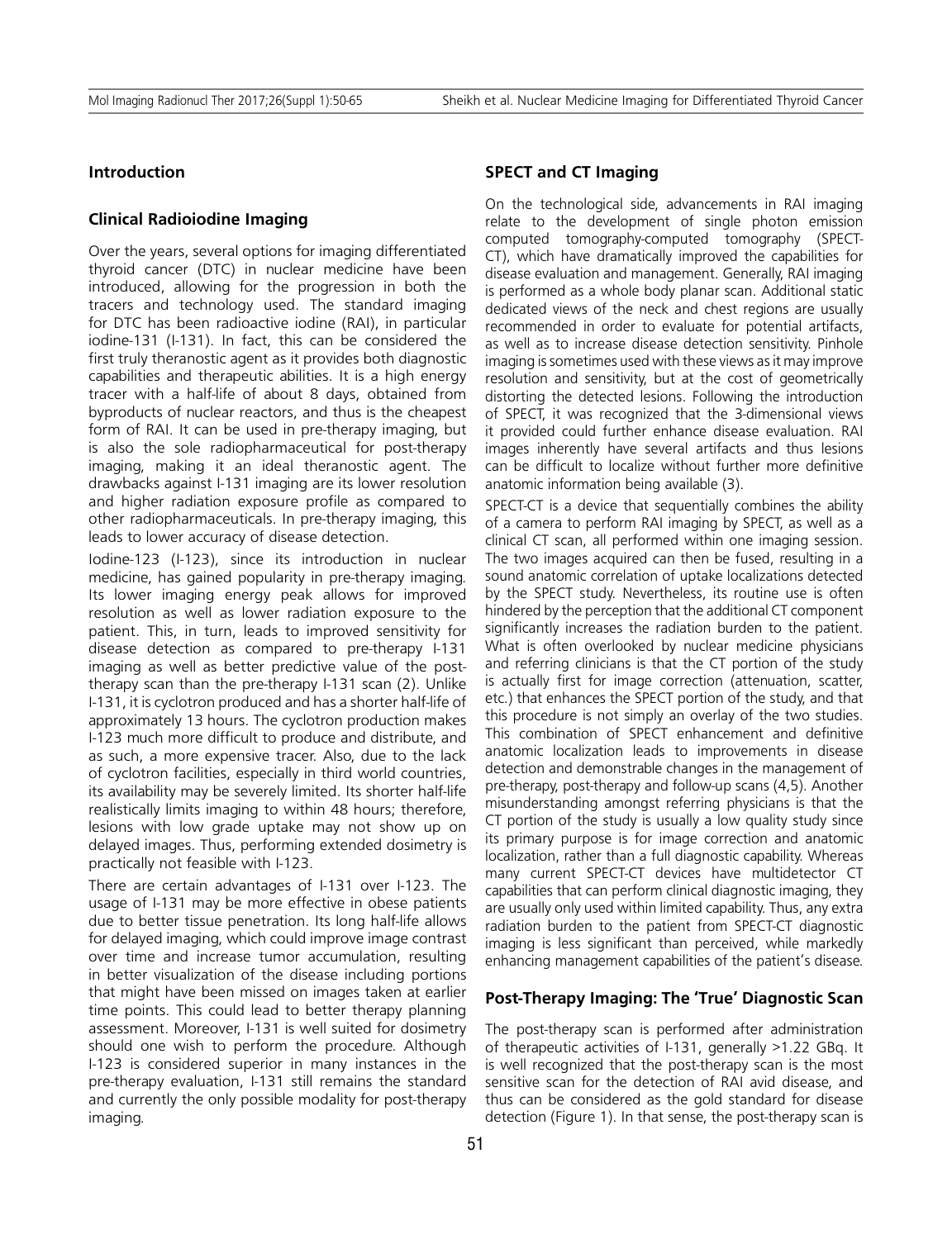## Introduction

### Clinical Radioiodine Imaging

Over the years, several options for imaging differentiated thyroid cancer (DTC) in nuclear medicine have been introduced, allowing for the progression in both the tracers and technology used. The standard imaging for DTC has been radioactive iodine (RAI), in particular iodine-131 (I-131). In fact, this can be considered the first truly theranostic agent as it provides both diagnostic capabilities and therapeutic abilities. It is a high energy tracer with a half-life of about 8 days, obtained from byproducts of nuclear reactors, and thus is the cheapest form of RAI. It can be used in pre-therapy imaging, but is also the sole radiopharmaceutical for post-therapy imaging, making it an ideal theranostic agent. The drawbacks against I-131 imaging are its lower resolution and higher radiation exposure profile as compared to other radiopharmaceuticals. In pre-therapy imaging, this leads to lower accuracy of disease detection.

Iodine-123 (I-123), since its introduction in nuclear medicine, has gained popularity in pre-therapy imaging. Its lower imaging energy peak allows for improved resolution as well as lower radiation exposure to the patient. This, in turn, leads to improved sensitivity for disease detection as compared to pre-therapy I-131 imaging as well as better predictive value of the post-therapy scan than the pre-therapy I-131 scan (2). Unlike I-131, it is cyclotron produced and has a shorter half-life of approximately 13 hours. The cyclotron production makes I-123 much more difficult to produce and distribute, and as such, a more expensive tracer. Also, due to the lack of cyclotron facilities, especially in third world countries, its availability may be severely limited. Its shorter half-life realistically limits imaging to within 48 hours; therefore, lesions with low grade uptake may not show up on delayed images. Thus, performing extended dosimetry is practically not feasible with I-123.

There are certain advantages of I-131 over I-123. The usage of I-131 may be more effective in obese patients due to better tissue penetration. Its long half-life allows for delayed imaging, which could improve image contrast over time and increase tumor accumulation, resulting in better visualization of the disease including portions that might have been missed on images taken at earlier time points. This could lead to better therapy planning assessment. Moreover, I-131 is well suited for dosimetry should one wish to perform the procedure. Although I-123 is considered superior in many instances in the pre-therapy evaluation, I-131 still remains the standard and currently the only possible modality for post-therapy imaging.

### SPECT and CT Imaging

On the technological side, advancements in RAI imaging relate to the development of single photon emission computed tomography-computed tomography (SPECT-CT), which have dramatically improved the capabilities for disease evaluation and management. Generally, RAI imaging is performed as a whole body planar scan. Additional static dedicated views of the neck and chest regions are usually recommended in order to evaluate for potential artifacts, as well as to increase disease detection sensitivity. Pinhole imaging is sometimes used with these views as it may improve resolution and sensitivity, but at the cost of geometrically distorting the detected lesions. Following the introduction of SPECT, it was recognized that the 3-dimensional views it provided could further enhance disease evaluation. RAI images inherently have several artifacts and thus lesions can be difficult to localize without further more definitive anatomic information being available (3).

SPECT-CT is a device that sequentially combines the ability of a camera to perform RAI imaging by SPECT, as well as a clinical CT scan, all performed within one imaging session. The two images acquired can then be fused, resulting in a sound anatomic correlation of uptake localizations detected by the SPECT study. Nevertheless, its routine use is often hindered by the perception that the additional CT component significantly increases the radiation burden to the patient. What is often overlooked by nuclear medicine physicians and referring clinicians is that the CT portion of the study is actually first for image correction (attenuation, scatter, etc.) that enhances the SPECT portion of the study, and that this procedure is not simply an overlay of the two studies. This combination of SPECT enhancement and definitive anatomic localization leads to improvements in disease detection and demonstrable changes in the management of pre-therapy, post-therapy and follow-up scans (4,5). Another misunderstanding amongst referring physicians is that the CT portion of the study is usually a low quality study since its primary purpose is for image correction and anatomic localization, rather than a full diagnostic capability. Whereas many current SPECT-CT devices have multidetector CT capabilities that can perform clinical diagnostic imaging, they are usually only used within limited capability. Thus, any extra radiation burden to the patient from SPECT-CT diagnostic imaging is less significant than perceived, while markedly enhancing management capabilities of the patient's disease.

### Post-Therapy Imaging: The 'True' Diagnostic Scan

The post-therapy scan is performed after administration of therapeutic activities of I-131, generally >1.22 GBq. It is well recognized that the post-therapy scan is the most sensitive scan for the detection of RAI avid disease, and thus can be considered as the gold standard for disease detection (Figure 1). In that sense, the post-therapy scan is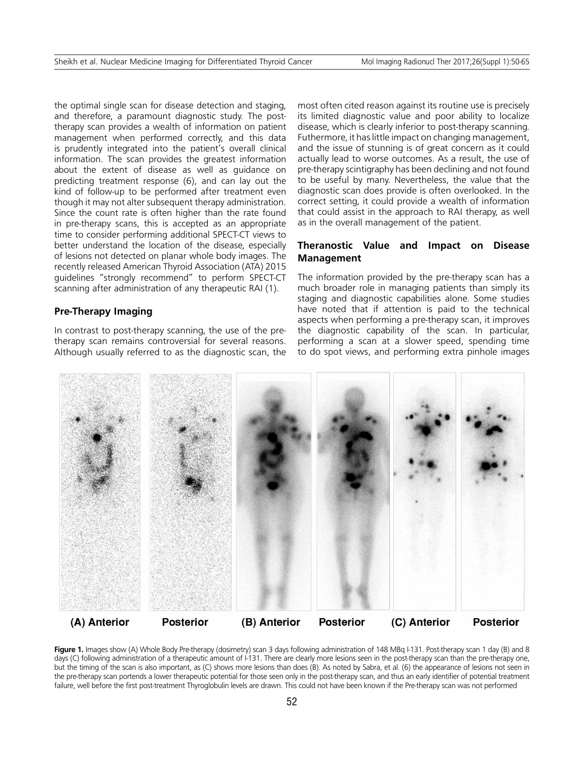the optimal single scan for disease detection and staging, and therefore, a paramount diagnostic study. The post-therapy scan provides a wealth of information on patient management when performed correctly, and this data is prudently integrated into the patient's overall clinical information. The scan provides the greatest information about the extent of disease as well as guidance on predicting treatment response (6), and can lay out the kind of follow-up to be performed after treatment even though it may not alter subsequent therapy administration. Since the count rate is often higher than the rate found in pre-therapy scans, this is accepted as an appropriate time to consider performing additional SPECT-CT views to better understand the location of the disease, especially of lesions not detected on planar whole body images. The recently released American Thyroid Association (ATA) 2015 guidelines "strongly recommend" to perform SPECT-CT scanning after administration of any therapeutic RAI (1).

## Pre-Therapy Imaging

In contrast to post-therapy scanning, the use of the pre-therapy scan remains controversial for several reasons. Although usually referred to as the diagnostic scan, the most often cited reason against its routine use is precisely its limited diagnostic value and poor ability to localize disease, which is clearly inferior to post-therapy scanning. Futhermore, it has little impact on changing management, and the issue of stunning is of great concern as it could actually lead to worse outcomes. As a result, the use of pre-therapy scintigraphy has been declining and not found to be useful by many. Nevertheless, the value that the diagnostic scan does provide is often overlooked. In the correct setting, it could provide a wealth of information that could assist in the approach to RAI therapy, as well as in the overall management of the patient.

## Theranostic Value and Impact on Disease Management

The information provided by the pre-therapy scan has a much broader role in managing patients than simply its staging and diagnostic capabilities alone. Some studies have noted that if attention is paid to the technical aspects when performing a pre-therapy scan, it improves the diagnostic capability of the scan. In particular, performing a scan at a slower speed, spending time to do spot views, and performing extra pinhole images

(A) Anterior Posterior (B) Anterior Posterior (C) Anterior Posterior

**Figure 1.** Images show (A) Whole Body Pre-therapy (dosimetry) scan 3 days following administration of 148 MBq I-131. Post-therapy scan 1 day (B) and 8 days (C) following administration of a therapeutic amount of I-131. There are clearly more lesions seen in the post-therapy scan than the pre-therapy one, but the timing of the scan is also important, as (C) shows more lesions than does (B). As noted by Sabra, et al. (6) the appearance of lesions not seen in the pre-therapy scan portends a lower therapeutic potential for those seen only in the post-therapy scan, and thus an early identifier of potential treatment failure, well before the first post-treatment Thyroglobulin levels are drawn. This could not have been known if the Pre-therapy scan was not performed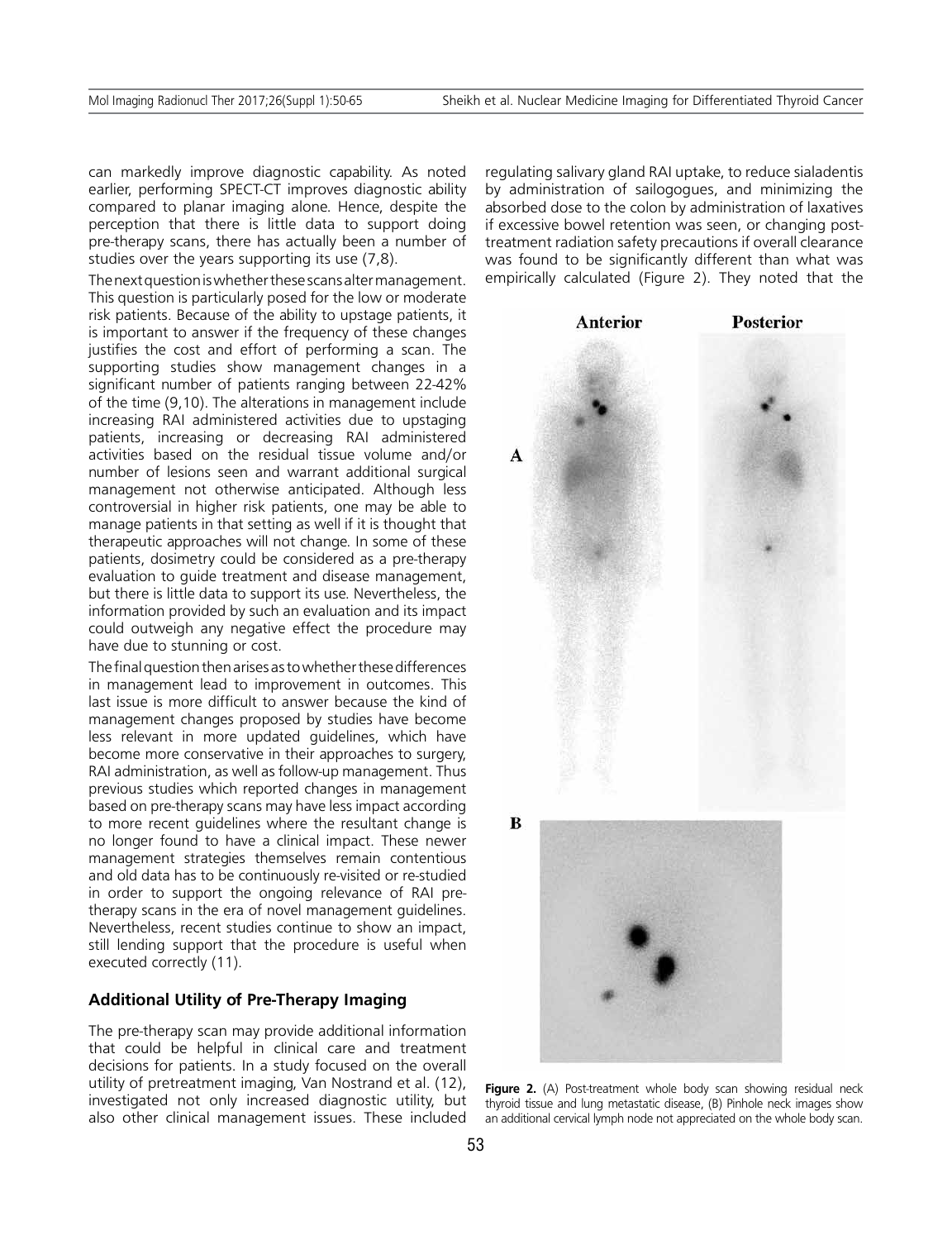can markedly improve diagnostic capability. As noted earlier, performing SPECT-CT improves diagnostic ability compared to planar imaging alone. Hence, despite the perception that there is little data to support doing pre-therapy scans, there has actually been a number of studies over the years supporting its use (7,8).

The next question is whether these scans alter management. This question is particularly posed for the low or moderate risk patients. Because of the ability to upstage patients, it is important to answer if the frequency of these changes justifies the cost and effort of performing a scan. The supporting studies show management changes in a significant number of patients ranging between 22-42% of the time (9,10). The alterations in management include increasing RAI administered activities due to upstaging patients, increasing or decreasing RAI administered activities based on the residual tissue volume and/or number of lesions seen and warrant additional surgical management not otherwise anticipated. Although less controversial in higher risk patients, one may be able to manage patients in that setting as well if it is thought that therapeutic approaches will not change. In some of these patients, dosimetry could be considered as a pre-therapy evaluation to guide treatment and disease management, but there is little data to support its use. Nevertheless, the information provided by such an evaluation and its impact could outweigh any negative effect the procedure may have due to stunning or cost.

The final question then arises as to whether these differences in management lead to improvement in outcomes. This last issue is more difficult to answer because the kind of management changes proposed by studies have become less relevant in more updated guidelines, which have become more conservative in their approaches to surgery, RAI administration, as well as follow-up management. Thus previous studies which reported changes in management based on pre-therapy scans may have less impact according to more recent guidelines where the resultant change is no longer found to have a clinical impact. These newer management strategies themselves remain contentious and old data has to be continuously re-visited or re-studied in order to support the ongoing relevance of RAI pre-therapy scans in the era of novel management guidelines. Nevertheless, recent studies continue to show an impact, still lending support that the procedure is useful when executed correctly (11).

## Additional Utility of Pre-Therapy Imaging

The pre-therapy scan may provide additional information that could be helpful in clinical care and treatment decisions for patients. In a study focused on the overall utility of pretreatment imaging, Van Nostrand et al. (12), investigated not only increased diagnostic utility, but also other clinical management issues. These included regulating salivary gland RAI uptake, to reduce sialadentis by administration of sailogogues, and minimizing the absorbed dose to the colon by administration of laxatives if excessive bowel retention was seen, or changing post-treatment radiation safety precautions if overall clearance was found to be significantly different than what was empirically calculated (Figure 2). They noted that the

**Figure 2.** (A) Post-treatment whole body scan showing residual neck thyroid tissue and lung metastatic disease, (B) Pinhole neck images show an additional cervical lymph node not appreciated on the whole body scan.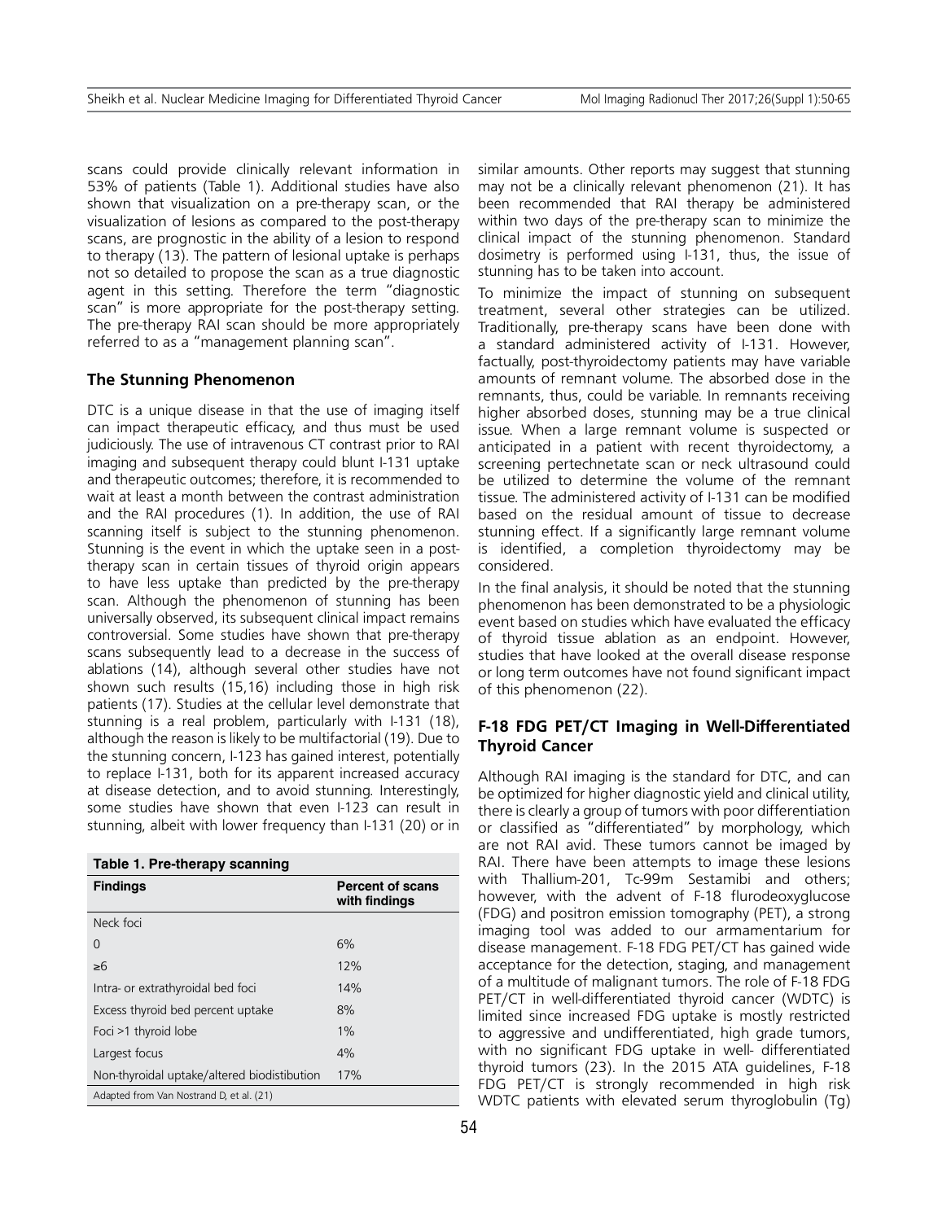scans could provide clinically relevant information in 53% of patients (Table 1). Additional studies have also shown that visualization on a pre-therapy scan, or the visualization of lesions as compared to the post-therapy scans, are prognostic in the ability of a lesion to respond to therapy (13). The pattern of lesional uptake is perhaps not so detailed to propose the scan as a true diagnostic agent in this setting. Therefore the term "diagnostic scan" is more appropriate for the post-therapy setting. The pre-therapy RAI scan should be more appropriately referred to as a "management planning scan".

## The Stunning Phenomenon

DTC is a unique disease in that the use of imaging itself can impact therapeutic efficacy, and thus must be used judiciously. The use of intravenous CT contrast prior to RAI imaging and subsequent therapy could blunt I-131 uptake and therapeutic outcomes; therefore, it is recommended to wait at least a month between the contrast administration and the RAI procedures (1). In addition, the use of RAI scanning itself is subject to the stunning phenomenon. Stunning is the event in which the uptake seen in a post-therapy scan in certain tissues of thyroid origin appears to have less uptake than predicted by the pre-therapy scan. Although the phenomenon of stunning has been universally observed, its subsequent clinical impact remains controversial. Some studies have shown that pre-therapy scans subsequently lead to a decrease in the success of ablations (14), although several other studies have not shown such results (15,16) including those in high risk patients (17). Studies at the cellular level demonstrate that stunning is a real problem, particularly with I-131 (18), although the reason is likely to be multifactorial (19). Due to the stunning concern, I-123 has gained interest, potentially to replace I-131, both for its apparent increased accuracy at disease detection, and to avoid stunning. Interestingly, some studies have shown that even I-123 can result in stunning, albeit with lower frequency than I-131 (20) or in similar amounts. Other reports may suggest that stunning may not be a clinically relevant phenomenon (21). It has been recommended that RAI therapy be administered within two days of the pre-therapy scan to minimize the clinical impact of the stunning phenomenon. Standard dosimetry is performed using I-131, thus, the issue of stunning has to be taken into account.

**Table 1. Pre-therapy scanning**

| Findings | Percent of scans with findings |
|---|---|
| Neck foci | |
| 0 | 6% |
| ≥6 | 12% |
| Intra- or extrathyroidal bed foci | 14% |
| Excess thyroid bed percent uptake | 8% |
| Foci >1 thyroid lobe | 1% |
| Largest focus | 4% |
| Non-thyroidal uptake/altered biodistibution | 17% |

Adapted from Van Nostrand D, et al. (21)

To minimize the impact of stunning on subsequent treatment, several other strategies can be utilized. Traditionally, pre-therapy scans have been done with a standard administered activity of I-131. However, factually, post-thyroidectomy patients may have variable amounts of remnant volume. The absorbed dose in the remnants, thus, could be variable. In remnants receiving higher absorbed doses, stunning may be a true clinical issue. When a large remnant volume is suspected or anticipated in a patient with recent thyroidectomy, a screening pertechnetate scan or neck ultrasound could be utilized to determine the volume of the remnant tissue. The administered activity of I-131 can be modified based on the residual amount of tissue to decrease stunning effect. If a significantly large remnant volume is identified, a completion thyroidectomy may be considered.

In the final analysis, it should be noted that the stunning phenomenon has been demonstrated to be a physiologic event based on studies which have evaluated the efficacy of thyroid tissue ablation as an endpoint. However, studies that have looked at the overall disease response or long term outcomes have not found significant impact of this phenomenon (22).

## F-18 FDG PET/CT Imaging in Well-Differentiated Thyroid Cancer

Although RAI imaging is the standard for DTC, and can be optimized for higher diagnostic yield and clinical utility, there is clearly a group of tumors with poor differentiation or classified as "differentiated" by morphology, which are not RAI avid. These tumors cannot be imaged by RAI. There have been attempts to image these lesions with Thallium-201, Tc-99m Sestamibi and others; however, with the advent of F-18 flurodeoxyglucose (FDG) and positron emission tomography (PET), a strong imaging tool was added to our armamentarium for disease management. F-18 FDG PET/CT has gained wide acceptance for the detection, staging, and management of a multitude of malignant tumors. The role of F-18 FDG PET/CT in well-differentiated thyroid cancer (WDTC) is limited since increased FDG uptake is mostly restricted to aggressive and undifferentiated, high grade tumors, with no significant FDG uptake in well- differentiated thyroid tumors (23). In the 2015 ATA guidelines, F-18 FDG PET/CT is strongly recommended in high risk WDTC patients with elevated serum thyroglobulin (Tg)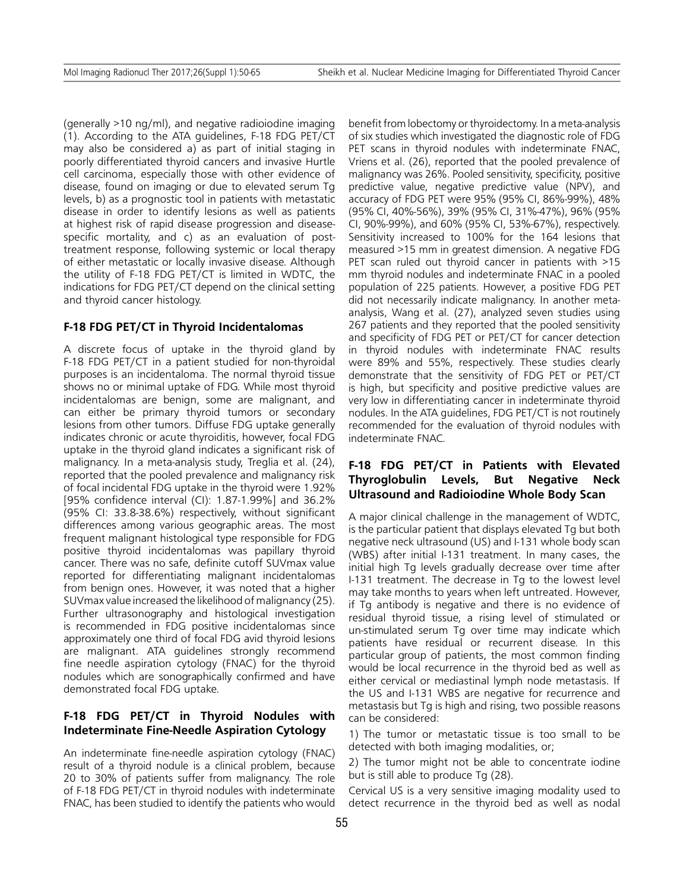(generally >10 ng/ml), and negative radioiodine imaging (1). According to the ATA guidelines, F-18 FDG PET/CT may also be considered a) as part of initial staging in poorly differentiated thyroid cancers and invasive Hurtle cell carcinoma, especially those with other evidence of disease, found on imaging or due to elevated serum Tg levels, b) as a prognostic tool in patients with metastatic disease in order to identify lesions as well as patients at highest risk of rapid disease progression and disease-specific mortality, and c) as an evaluation of post-treatment response, following systemic or local therapy of either metastatic or locally invasive disease. Although the utility of F-18 FDG PET/CT is limited in WDTC, the indications for FDG PET/CT depend on the clinical setting and thyroid cancer histology.

## F-18 FDG PET/CT in Thyroid Incidentalomas

A discrete focus of uptake in the thyroid gland by F-18 FDG PET/CT in a patient studied for non-thyroidal purposes is an incidentaloma. The normal thyroid tissue shows no or minimal uptake of FDG. While most thyroid incidentalomas are benign, some are malignant, and can either be primary thyroid tumors or secondary lesions from other tumors. Diffuse FDG uptake generally indicates chronic or acute thyroiditis, however, focal FDG uptake in the thyroid gland indicates a significant risk of malignancy. In a meta-analysis study, Treglia et al. (24), reported that the pooled prevalence and malignancy risk of focal incidental FDG uptake in the thyroid were 1.92% [95% confidence interval (CI): 1.87-1.99%] and 36.2% (95% CI: 33.8-38.6%) respectively, without significant differences among various geographic areas. The most frequent malignant histological type responsible for FDG positive thyroid incidentalomas was papillary thyroid cancer. There was no safe, definite cutoff SUVmax value reported for differentiating malignant incidentalomas from benign ones. However, it was noted that a higher SUVmax value increased the likelihood of malignancy (25). Further ultrasonography and histological investigation is recommended in FDG positive incidentalomas since approximately one third of focal FDG avid thyroid lesions are malignant. ATA guidelines strongly recommend fine needle aspiration cytology (FNAC) for the thyroid nodules which are sonographically confirmed and have demonstrated focal FDG uptake.

## F-18 FDG PET/CT in Thyroid Nodules with Indeterminate Fine-Needle Aspiration Cytology

An indeterminate fine-needle aspiration cytology (FNAC) result of a thyroid nodule is a clinical problem, because 20 to 30% of patients suffer from malignancy. The role of F-18 FDG PET/CT in thyroid nodules with indeterminate FNAC, has been studied to identify the patients who would benefit from lobectomy or thyroidectomy. In a meta-analysis of six studies which investigated the diagnostic role of FDG PET scans in thyroid nodules with indeterminate FNAC, Vriens et al. (26), reported that the pooled prevalence of malignancy was 26%. Pooled sensitivity, specificity, positive predictive value, negative predictive value (NPV), and accuracy of FDG PET were 95% (95% CI, 86%-99%), 48% (95% CI, 40%-56%), 39% (95% CI, 31%-47%), 96% (95% CI, 90%-99%), and 60% (95% CI, 53%-67%), respectively. Sensitivity increased to 100% for the 164 lesions that measured >15 mm in greatest dimension. A negative FDG PET scan ruled out thyroid cancer in patients with >15 mm thyroid nodules and indeterminate FNAC in a pooled population of 225 patients. However, a positive FDG PET did not necessarily indicate malignancy. In another meta-analysis, Wang et al. (27), analyzed seven studies using 267 patients and they reported that the pooled sensitivity and specificity of FDG PET or PET/CT for cancer detection in thyroid nodules with indeterminate FNAC results were 89% and 55%, respectively. These studies clearly demonstrate that the sensitivity of FDG PET or PET/CT is high, but specificity and positive predictive values are very low in differentiating cancer in indeterminate thyroid nodules. In the ATA guidelines, FDG PET/CT is not routinely recommended for the evaluation of thyroid nodules with indeterminate FNAC.

## F-18 FDG PET/CT in Patients with Elevated Thyroglobulin Levels, But Negative Neck Ultrasound and Radioiodine Whole Body Scan

A major clinical challenge in the management of WDTC, is the particular patient that displays elevated Tg but both negative neck ultrasound (US) and I-131 whole body scan (WBS) after initial I-131 treatment. In many cases, the initial high Tg levels gradually decrease over time after I-131 treatment. The decrease in Tg to the lowest level may take months to years when left untreated. However, if Tg antibody is negative and there is no evidence of residual thyroid tissue, a rising level of stimulated or un-stimulated serum Tg over time may indicate which patients have residual or recurrent disease. In this particular group of patients, the most common finding would be local recurrence in the thyroid bed as well as either cervical or mediastinal lymph node metastasis. If the US and I-131 WBS are negative for recurrence and metastasis but Tg is high and rising, two possible reasons can be considered:

1) The tumor or metastatic tissue is too small to be detected with both imaging modalities, or;

2) The tumor might not be able to concentrate iodine but is still able to produce Tg (28).

Cervical US is a very sensitive imaging modality used to detect recurrence in the thyroid bed as well as nodal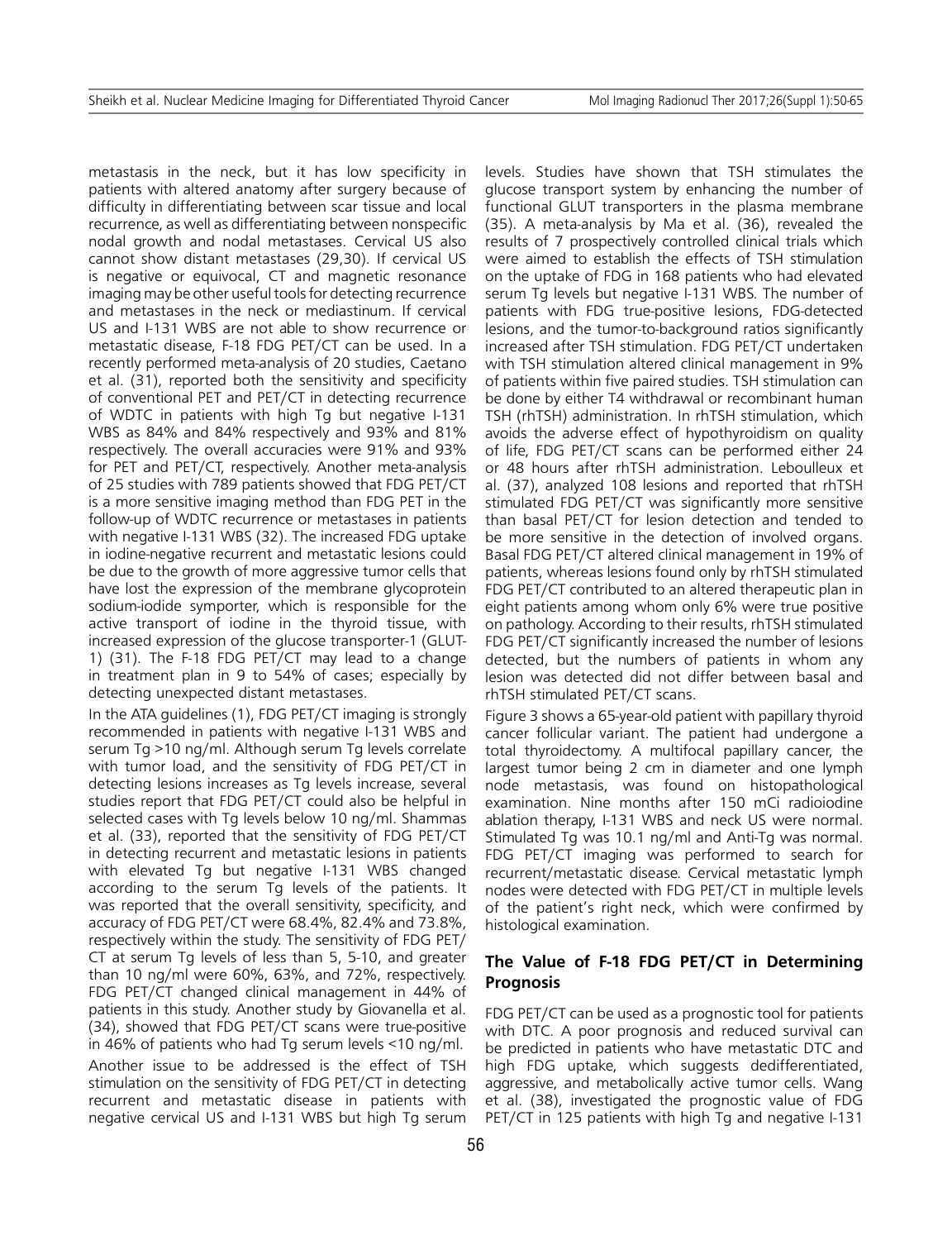metastasis in the neck, but it has low specificity in patients with altered anatomy after surgery because of difficulty in differentiating between scar tissue and local recurrence, as well as differentiating between nonspecific nodal growth and nodal metastases. Cervical US also cannot show distant metastases (29,30). If cervical US is negative or equivocal, CT and magnetic resonance imaging may be other useful tools for detecting recurrence and metastases in the neck or mediastinum. If cervical US and I-131 WBS are not able to show recurrence or metastatic disease, F-18 FDG PET/CT can be used. In a recently performed meta-analysis of 20 studies, Caetano et al. (31), reported both the sensitivity and specificity of conventional PET and PET/CT in detecting recurrence of WDTC in patients with high Tg but negative I-131 WBS as 84% and 84% respectively and 93% and 81% respectively. The overall accuracies were 91% and 93% for PET and PET/CT, respectively. Another meta-analysis of 25 studies with 789 patients showed that FDG PET/CT is a more sensitive imaging method than FDG PET in the follow-up of WDTC recurrence or metastases in patients with negative I-131 WBS (32). The increased FDG uptake in iodine-negative recurrent and metastatic lesions could be due to the growth of more aggressive tumor cells that have lost the expression of the membrane glycoprotein sodium-iodide symporter, which is responsible for the active transport of iodine in the thyroid tissue, with increased expression of the glucose transporter-1 (GLUT-1) (31). The F-18 FDG PET/CT may lead to a change in treatment plan in 9 to 54% of cases; especially by detecting unexpected distant metastases.

In the ATA guidelines (1), FDG PET/CT imaging is strongly recommended in patients with negative I-131 WBS and serum Tg >10 ng/ml. Although serum Tg levels correlate with tumor load, and the sensitivity of FDG PET/CT in detecting lesions increases as Tg levels increase, several studies report that FDG PET/CT could also be helpful in selected cases with Tg levels below 10 ng/ml. Shammas et al. (33), reported that the sensitivity of FDG PET/CT in detecting recurrent and metastatic lesions in patients with elevated Tg but negative I-131 WBS changed according to the serum Tg levels of the patients. It was reported that the overall sensitivity, specificity, and accuracy of FDG PET/CT were 68.4%, 82.4% and 73.8%, respectively within the study. The sensitivity of FDG PET/CT at serum Tg levels of less than 5, 5-10, and greater than 10 ng/ml were 60%, 63%, and 72%, respectively. FDG PET/CT changed clinical management in 44% of patients in this study. Another study by Giovanella et al. (34), showed that FDG PET/CT scans were true-positive in 46% of patients who had Tg serum levels <10 ng/ml.

Another issue to be addressed is the effect of TSH stimulation on the sensitivity of FDG PET/CT in detecting recurrent and metastatic disease in patients with negative cervical US and I-131 WBS but high Tg serum levels. Studies have shown that TSH stimulates the glucose transport system by enhancing the number of functional GLUT transporters in the plasma membrane (35). A meta-analysis by Ma et al. (36), revealed the results of 7 prospectively controlled clinical trials which were aimed to establish the effects of TSH stimulation on the uptake of FDG in 168 patients who had elevated serum Tg levels but negative I-131 WBS. The number of patients with FDG true-positive lesions, FDG-detected lesions, and the tumor-to-background ratios significantly increased after TSH stimulation. FDG PET/CT undertaken with TSH stimulation altered clinical management in 9% of patients within five paired studies. TSH stimulation can be done by either T4 withdrawal or recombinant human TSH (rhTSH) administration. In rhTSH stimulation, which avoids the adverse effect of hypothyroidism on quality of life, FDG PET/CT scans can be performed either 24 or 48 hours after rhTSH administration. Leboulleux et al. (37), analyzed 108 lesions and reported that rhTSH stimulated FDG PET/CT was significantly more sensitive than basal PET/CT for lesion detection and tended to be more sensitive in the detection of involved organs. Basal FDG PET/CT altered clinical management in 19% of patients, whereas lesions found only by rhTSH stimulated FDG PET/CT contributed to an altered therapeutic plan in eight patients among whom only 6% were true positive on pathology. According to their results, rhTSH stimulated FDG PET/CT significantly increased the number of lesions detected, but the numbers of patients in whom any lesion was detected did not differ between basal and rhTSH stimulated PET/CT scans.

Figure 3 shows a 65-year-old patient with papillary thyroid cancer follicular variant. The patient had undergone a total thyroidectomy. A multifocal papillary cancer, the largest tumor being 2 cm in diameter and one lymph node metastasis, was found on histopathological examination. Nine months after 150 mCi radioiodine ablation therapy, I-131 WBS and neck US were normal. Stimulated Tg was 10.1 ng/ml and Anti-Tg was normal. FDG PET/CT imaging was performed to search for recurrent/metastatic disease. Cervical metastatic lymph nodes were detected with FDG PET/CT in multiple levels of the patient's right neck, which were confirmed by histological examination.

## The Value of F-18 FDG PET/CT in Determining Prognosis

FDG PET/CT can be used as a prognostic tool for patients with DTC. A poor prognosis and reduced survival can be predicted in patients who have metastatic DTC and high FDG uptake, which suggests dedifferentiated, aggressive, and metabolically active tumor cells. Wang et al. (38), investigated the prognostic value of FDG PET/CT in 125 patients with high Tg and negative I-131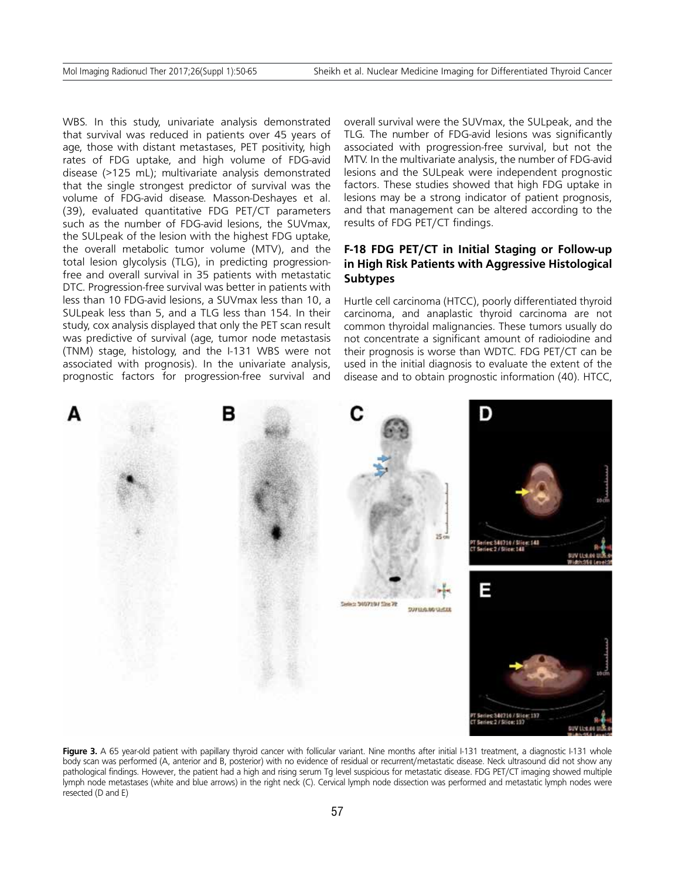WBS. In this study, univariate analysis demonstrated that survival was reduced in patients over 45 years of age, those with distant metastases, PET positivity, high rates of FDG uptake, and high volume of FDG-avid disease (>125 mL); multivariate analysis demonstrated that the single strongest predictor of survival was the volume of FDG-avid disease. Masson-Deshayes et al. (39), evaluated quantitative FDG PET/CT parameters such as the number of FDG-avid lesions, the SUVmax, the SULpeak of the lesion with the highest FDG uptake, the overall metabolic tumor volume (MTV), and the total lesion glycolysis (TLG), in predicting progression-free and overall survival in 35 patients with metastatic DTC. Progression-free survival was better in patients with less than 10 FDG-avid lesions, a SUVmax less than 10, a SULpeak less than 5, and a TLG less than 154. In their study, cox analysis displayed that only the PET scan result was predictive of survival (age, tumor node metastasis (TNM) stage, histology, and the I-131 WBS were not associated with prognosis). In the univariate analysis, prognostic factors for progression-free survival and overall survival were the SUVmax, the SULpeak, and the TLG. The number of FDG-avid lesions was significantly associated with progression-free survival, but not the MTV. In the multivariate analysis, the number of FDG-avid lesions and the SULpeak were independent prognostic factors. These studies showed that high FDG uptake in lesions may be a strong indicator of patient prognosis, and that management can be altered according to the results of FDG PET/CT findings.

## F-18 FDG PET/CT in Initial Staging or Follow-up in High Risk Patients with Aggressive Histological Subtypes

Hurtle cell carcinoma (HTCC), poorly differentiated thyroid carcinoma, and anaplastic thyroid carcinoma are not common thyroidal malignancies. These tumors usually do not concentrate a significant amount of radioiodine and their prognosis is worse than WDTC. FDG PET/CT can be used in the initial diagnosis to evaluate the extent of the disease and to obtain prognostic information (40). HTCC,

**Figure 3.** A 65 year-old patient with papillary thyroid cancer with follicular variant. Nine months after initial I-131 treatment, a diagnostic I-131 whole body scan was performed (A, anterior and B, posterior) with no evidence of residual or recurrent/metastatic disease. Neck ultrasound did not show any pathological findings. However, the patient had a high and rising serum Tg level suspicious for metastatic disease. FDG PET/CT imaging showed multiple lymph node metastases (white and blue arrows) in the right neck (C). Cervical lymph node dissection was performed and metastatic lymph nodes were resected (D and E)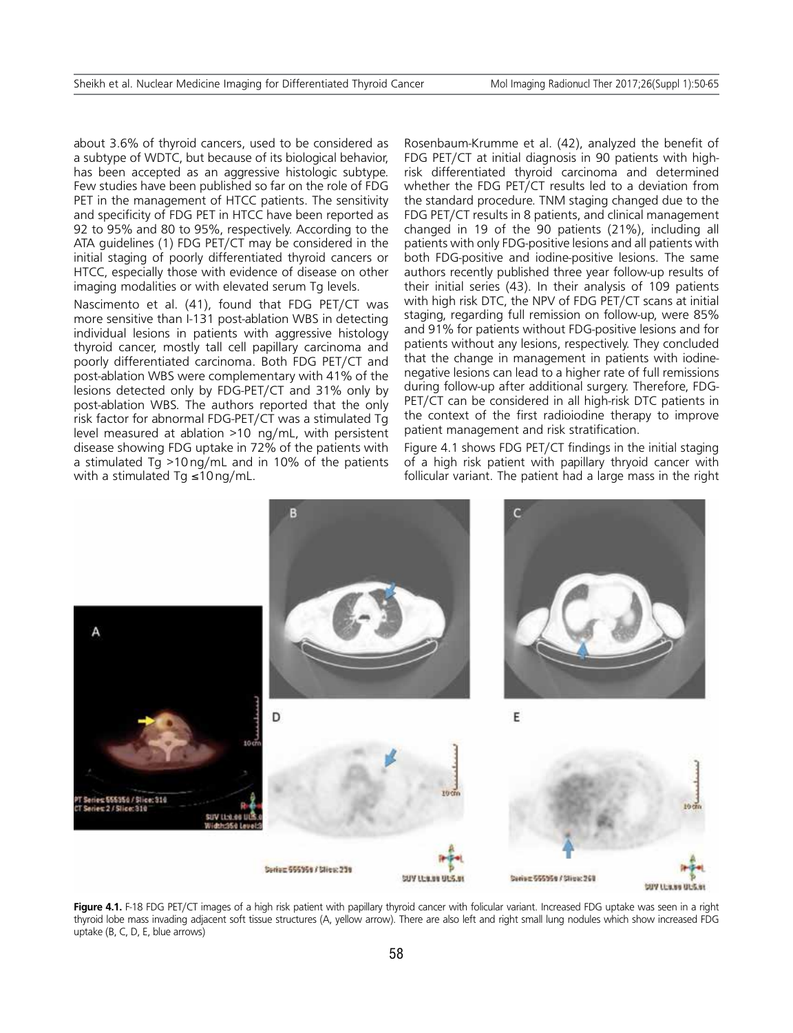about 3.6% of thyroid cancers, used to be considered as a subtype of WDTC, but because of its biological behavior, has been accepted as an aggressive histologic subtype. Few studies have been published so far on the role of FDG PET in the management of HTCC patients. The sensitivity and specificity of FDG PET in HTCC have been reported as 92 to 95% and 80 to 95%, respectively. According to the ATA guidelines (1) FDG PET/CT may be considered in the initial staging of poorly differentiated thyroid cancers or HTCC, especially those with evidence of disease on other imaging modalities or with elevated serum Tg levels.

Nascimento et al. (41), found that FDG PET/CT was more sensitive than I-131 post-ablation WBS in detecting individual lesions in patients with aggressive histology thyroid cancer, mostly tall cell papillary carcinoma and poorly differentiated carcinoma. Both FDG PET/CT and post-ablation WBS were complementary with 41% of the lesions detected only by FDG-PET/CT and 31% only by post-ablation WBS. The authors reported that the only risk factor for abnormal FDG-PET/CT was a stimulated Tg level measured at ablation >10 ng/mL, with persistent disease showing FDG uptake in 72% of the patients with a stimulated Tg >10 ng/mL and in 10% of the patients with a stimulated Tg ≤10 ng/mL.

Rosenbaum-Krumme et al. (42), analyzed the benefit of FDG PET/CT at initial diagnosis in 90 patients with high-risk differentiated thyroid carcinoma and determined whether the FDG PET/CT results led to a deviation from the standard procedure. TNM staging changed due to the FDG PET/CT results in 8 patients, and clinical management changed in 19 of the 90 patients (21%), including all patients with only FDG-positive lesions and all patients with both FDG-positive and iodine-positive lesions. The same authors recently published three year follow-up results of their initial series (43). In their analysis of 109 patients with high risk DTC, the NPV of FDG PET/CT scans at initial staging, regarding full remission on follow-up, were 85% and 91% for patients without FDG-positive lesions and for patients without any lesions, respectively. They concluded that the change in management in patients with iodine-negative lesions can lead to a higher rate of full remissions during follow-up after additional surgery. Therefore, FDG-PET/CT can be considered in all high-risk DTC patients in the context of the first radioiodine therapy to improve patient management and risk stratification.

Figure 4.1 shows FDG PET/CT findings in the initial staging of a high risk patient with papillary thryoid cancer with follicular variant. The patient had a large mass in the right

**Figure 4.1.** F-18 FDG PET/CT images of a high risk patient with papillary thyroid cancer with folicular variant. Increased FDG uptake was seen in a right thyroid lobe mass invading adjacent soft tissue structures (A, yellow arrow). There are also left and right small lung nodules which show increased FDG uptake (B, C, D, E, blue arrows)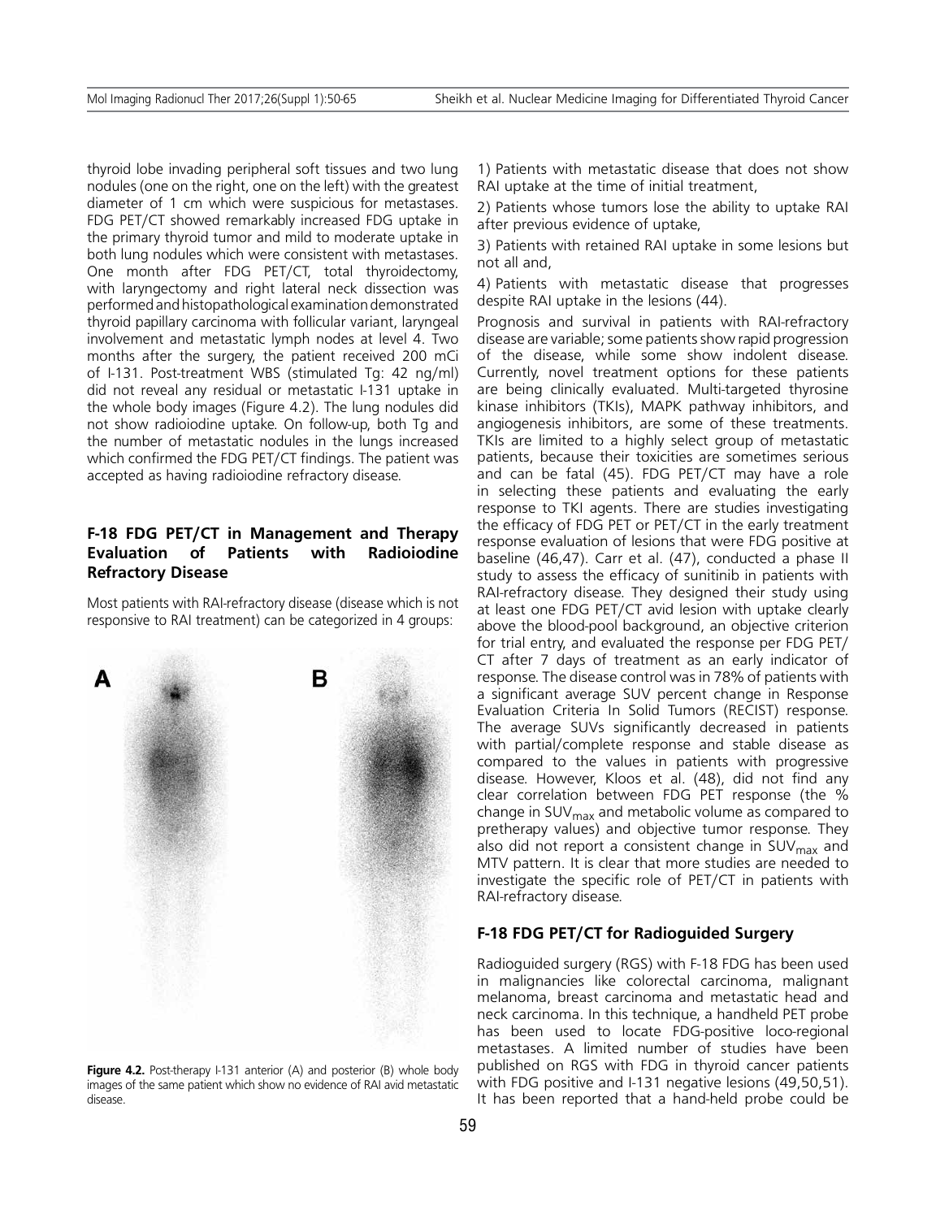thyroid lobe invading peripheral soft tissues and two lung nodules (one on the right, one on the left) with the greatest diameter of 1 cm which were suspicious for metastases. FDG PET/CT showed remarkably increased FDG uptake in the primary thyroid tumor and mild to moderate uptake in both lung nodules which were consistent with metastases. One month after FDG PET/CT, total thyroidectomy, with laryngectomy and right lateral neck dissection was performed and histopathological examination demonstrated thyroid papillary carcinoma with follicular variant, laryngeal involvement and metastatic lymph nodes at level 4. Two months after the surgery, the patient received 200 mCi of I-131. Post-treatment WBS (stimulated Tg: 42 ng/ml) did not reveal any residual or metastatic I-131 uptake in the whole body images (Figure 4.2). The lung nodules did not show radioiodine uptake. On follow-up, both Tg and the number of metastatic nodules in the lungs increased which confirmed the FDG PET/CT findings. The patient was accepted as having radioiodine refractory disease.

## F-18 FDG PET/CT in Management and Therapy Evaluation of Patients with Radioiodine Refractory Disease

Most patients with RAI-refractory disease (disease which is not responsive to RAI treatment) can be categorized in 4 groups:

Figure 4.2. Post-therapy I-131 anterior (A) and posterior (B) whole body images of the same patient which show no evidence of RAI avid metastatic disease.

1) Patients with metastatic disease that does not show RAI uptake at the time of initial treatment,

2) Patients whose tumors lose the ability to uptake RAI after previous evidence of uptake,

3) Patients with retained RAI uptake in some lesions but not all and,

4) Patients with metastatic disease that progresses despite RAI uptake in the lesions (44).

Prognosis and survival in patients with RAI-refractory disease are variable; some patients show rapid progression of the disease, while some show indolent disease. Currently, novel treatment options for these patients are being clinically evaluated. Multi-targeted thyrosine kinase inhibitors (TKIs), MAPK pathway inhibitors, and angiogenesis inhibitors, are some of these treatments. TKIs are limited to a highly select group of metastatic patients, because their toxicities are sometimes serious and can be fatal (45). FDG PET/CT may have a role in selecting these patients and evaluating the early response to TKI agents. There are studies investigating the efficacy of FDG PET or PET/CT in the early treatment response evaluation of lesions that were FDG positive at baseline (46,47). Carr et al. (47), conducted a phase II study to assess the efficacy of sunitinib in patients with RAI-refractory disease. They designed their study using at least one FDG PET/CT avid lesion with uptake clearly above the blood-pool background, an objective criterion for trial entry, and evaluated the response per FDG PET/CT after 7 days of treatment as an early indicator of response. The disease control was in 78% of patients with a significant average SUV percent change in Response Evaluation Criteria In Solid Tumors (RECIST) response. The average SUVs significantly decreased in patients with partial/complete response and stable disease as compared to the values in patients with progressive disease. However, Kloos et al. (48), did not find any clear correlation between FDG PET response (the % change in $SUV_{max}$ and metabolic volume as compared to pretherapy values) and objective tumor response. They also did not report a consistent change in $SUV_{max}$ and MTV pattern. It is clear that more studies are needed to investigate the specific role of PET/CT in patients with RAI-refractory disease.

## F-18 FDG PET/CT for Radioguided Surgery

Radioguided surgery (RGS) with F-18 FDG has been used in malignancies like colorectal carcinoma, malignant melanoma, breast carcinoma and metastatic head and neck carcinoma. In this technique, a handheld PET probe has been used to locate FDG-positive loco-regional metastases. A limited number of studies have been published on RGS with FDG in thyroid cancer patients with FDG positive and I-131 negative lesions (49,50,51). It has been reported that a hand-held probe could be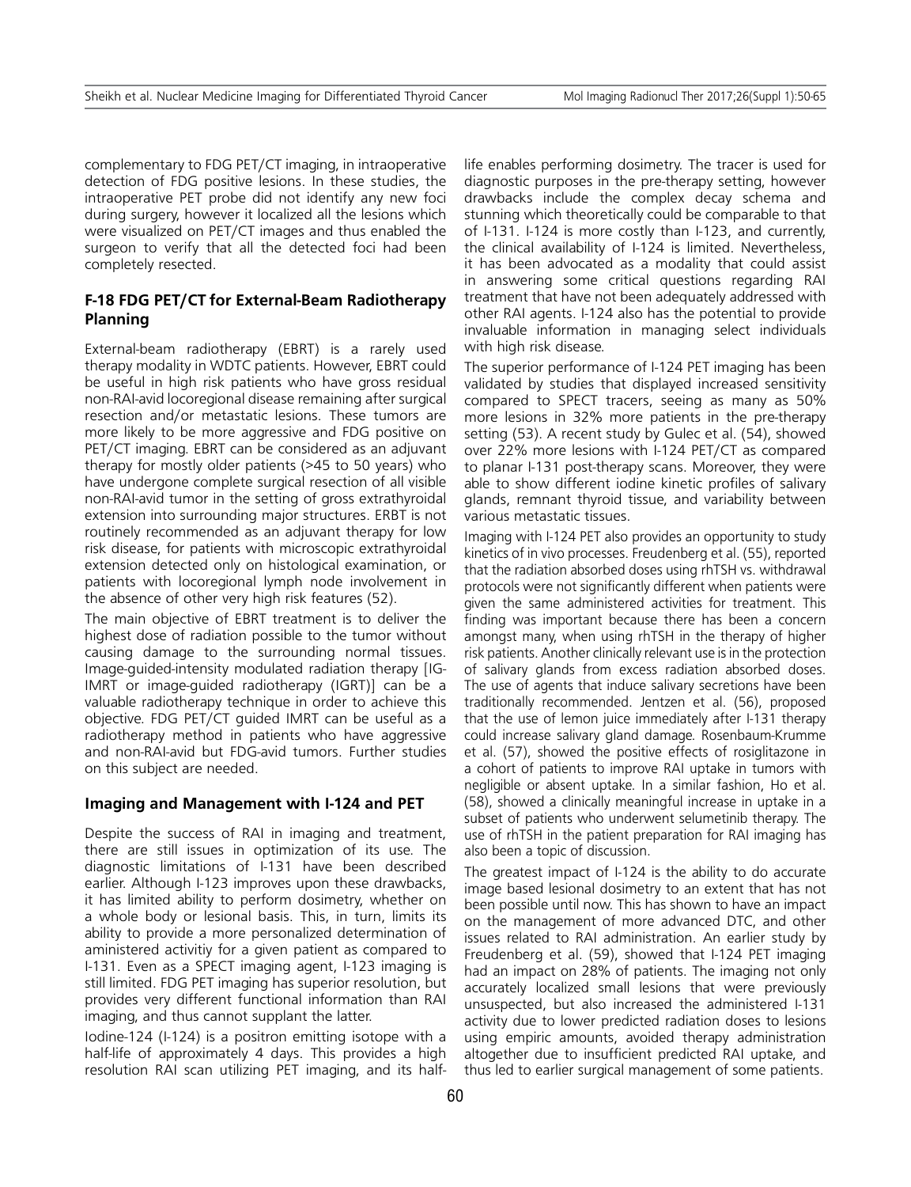complementary to FDG PET/CT imaging, in intraoperative detection of FDG positive lesions. In these studies, the intraoperative PET probe did not identify any new foci during surgery, however it localized all the lesions which were visualized on PET/CT images and thus enabled the surgeon to verify that all the detected foci had been completely resected.

### F-18 FDG PET/CT for External-Beam Radiotherapy Planning

External-beam radiotherapy (EBRT) is a rarely used therapy modality in WDTC patients. However, EBRT could be useful in high risk patients who have gross residual non-RAI-avid locoregional disease remaining after surgical resection and/or metastatic lesions. These tumors are more likely to be more aggressive and FDG positive on PET/CT imaging. EBRT can be considered as an adjuvant therapy for mostly older patients (>45 to 50 years) who have undergone complete surgical resection of all visible non-RAI-avid tumor in the setting of gross extrathyroidal extension into surrounding major structures. ERBT is not routinely recommended as an adjuvant therapy for low risk disease, for patients with microscopic extrathyroidal extension detected only on histological examination, or patients with locoregional lymph node involvement in the absence of other very high risk features (52).

The main objective of EBRT treatment is to deliver the highest dose of radiation possible to the tumor without causing damage to the surrounding normal tissues. Image-guided-intensity modulated radiation therapy [IG-IMRT or image-guided radiotherapy (IGRT)] can be a valuable radiotherapy technique in order to achieve this objective. FDG PET/CT guided IMRT can be useful as a radiotherapy method in patients who have aggressive and non-RAI-avid but FDG-avid tumors. Further studies on this subject are needed.

### Imaging and Management with I-124 and PET

Despite the success of RAI in imaging and treatment, there are still issues in optimization of its use. The diagnostic limitations of I-131 have been described earlier. Although I-123 improves upon these drawbacks, it has limited ability to perform dosimetry, whether on a whole body or lesional basis. This, in turn, limits its ability to provide a more personalized determination of aministered activitiy for a given patient as compared to I-131. Even as a SPECT imaging agent, I-123 imaging is still limited. FDG PET imaging has superior resolution, but provides very different functional information than RAI imaging, and thus cannot supplant the latter.

Iodine-124 (I-124) is a positron emitting isotope with a half-life of approximately 4 days. This provides a high resolution RAI scan utilizing PET imaging, and its half-life enables performing dosimetry. The tracer is used for diagnostic purposes in the pre-therapy setting, however drawbacks include the complex decay schema and stunning which theoretically could be comparable to that of I-131. I-124 is more costly than I-123, and currently, the clinical availability of I-124 is limited. Nevertheless, it has been advocated as a modality that could assist in answering some critical questions regarding RAI treatment that have not been adequately addressed with other RAI agents. I-124 also has the potential to provide invaluable information in managing select individuals with high risk disease.

The superior performance of I-124 PET imaging has been validated by studies that displayed increased sensitivity compared to SPECT tracers, seeing as many as 50% more lesions in 32% more patients in the pre-therapy setting (53). A recent study by Gulec et al. (54), showed over 22% more lesions with I-124 PET/CT as compared to planar I-131 post-therapy scans. Moreover, they were able to show different iodine kinetic profiles of salivary glands, remnant thyroid tissue, and variability between various metastatic tissues.

Imaging with I-124 PET also provides an opportunity to study kinetics of in vivo processes. Freudenberg et al. (55), reported that the radiation absorbed doses using rhTSH vs. withdrawal protocols were not significantly different when patients were given the same administered activities for treatment. This finding was important because there has been a concern amongst many, when using rhTSH in the therapy of higher risk patients. Another clinically relevant use is in the protection of salivary glands from excess radiation absorbed doses. The use of agents that induce salivary secretions have been traditionally recommended. Jentzen et al. (56), proposed that the use of lemon juice immediately after I-131 therapy could increase salivary gland damage. Rosenbaum-Krumme et al. (57), showed the positive effects of rosiglitazone in a cohort of patients to improve RAI uptake in tumors with negligible or absent uptake. In a similar fashion, Ho et al. (58), showed a clinically meaningful increase in uptake in a subset of patients who underwent selumetinib therapy. The use of rhTSH in the patient preparation for RAI imaging has also been a topic of discussion.

The greatest impact of I-124 is the ability to do accurate image based lesional dosimetry to an extent that has not been possible until now. This has shown to have an impact on the management of more advanced DTC, and other issues related to RAI administration. An earlier study by Freudenberg et al. (59), showed that I-124 PET imaging had an impact on 28% of patients. The imaging not only accurately localized small lesions that were previously unsuspected, but also increased the administered I-131 activity due to lower predicted radiation doses to lesions using empiric amounts, avoided therapy administration altogether due to insufficient predicted RAI uptake, and thus led to earlier surgical management of some patients.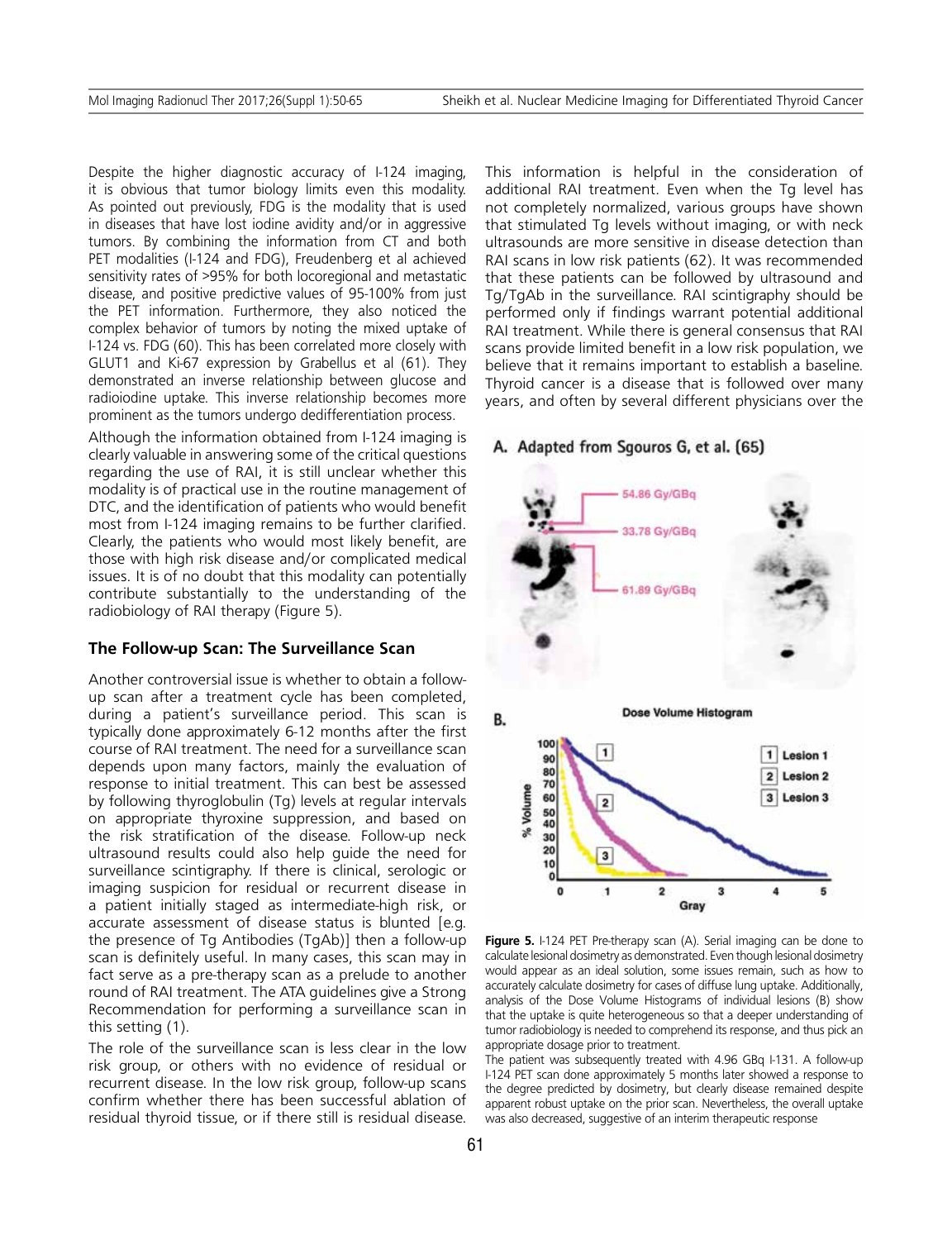Despite the higher diagnostic accuracy of I-124 imaging, it is obvious that tumor biology limits even this modality. As pointed out previously, FDG is the modality that is used in diseases that have lost iodine avidity and/or in aggressive tumors. By combining the information from CT and both PET modalities (I-124 and FDG), Freudenberg et al achieved sensitivity rates of >95% for both locoregional and metastatic disease, and positive predictive values of 95-100% from just the PET information. Furthermore, they also noticed the complex behavior of tumors by noting the mixed uptake of I-124 vs. FDG (60). This has been correlated more closely with GLUT1 and Ki-67 expression by Grabellus et al (61). They demonstrated an inverse relationship between glucose and radioiodine uptake. This inverse relationship becomes more prominent as the tumors undergo dedifferentiation process.

Although the information obtained from I-124 imaging is clearly valuable in answering some of the critical questions regarding the use of RAI, it is still unclear whether this modality is of practical use in the routine management of DTC, and the identification of patients who would benefit most from I-124 imaging remains to be further clarified. Clearly, the patients who would most likely benefit, are those with high risk disease and/or complicated medical issues. It is of no doubt that this modality can potentially contribute substantially to the understanding of the radiobiology of RAI therapy (Figure 5).

### The Follow-up Scan: The Surveillance Scan

Another controversial issue is whether to obtain a follow-up scan after a treatment cycle has been completed, during a patient's surveillance period. This scan is typically done approximately 6-12 months after the first course of RAI treatment. The need for a surveillance scan depends upon many factors, mainly the evaluation of response to initial treatment. This can best be assessed by following thyroglobulin (Tg) levels at regular intervals on appropriate thyroxine suppression, and based on the risk stratification of the disease. Follow-up neck ultrasound results could also help guide the need for surveillance scintigraphy. If there is clinical, serologic or imaging suspicion for residual or recurrent disease in a patient initially staged as intermediate-high risk, or accurate assessment of disease status is blunted [e.g. the presence of Tg Antibodies (TgAb)] then a follow-up scan is definitely useful. In many cases, this scan may in fact serve as a pre-therapy scan as a prelude to another round of RAI treatment. The ATA guidelines give a Strong Recommendation for performing a surveillance scan in this setting (1).

The role of the surveillance scan is less clear in the low risk group, or others with no evidence of residual or recurrent disease. In the low risk group, follow-up scans confirm whether there has been successful ablation of residual thyroid tissue, or if there still is residual disease. This information is helpful in the consideration of additional RAI treatment. Even when the Tg level has not completely normalized, various groups have shown that stimulated Tg levels without imaging, or with neck ultrasounds are more sensitive in disease detection than RAI scans in low risk patients (62). It was recommended that these patients can be followed by ultrasound and Tg/TgAb in the surveillance. RAI scintigraphy should be performed only if findings warrant potential additional RAI treatment. While there is general consensus that RAI scans provide limited benefit in a low risk population, we believe that it remains important to establish a baseline. Thyroid cancer is a disease that is followed over many years, and often by several different physicians over the

**Figure 5.** I-124 PET Pre-therapy scan (A). Serial imaging can be done to calculate lesional dosimetry as demonstrated. Even though lesional dosimetry would appear as an ideal solution, some issues remain, such as how to accurately calculate dosimetry for cases of diffuse lung uptake. Additionally, analysis of the Dose Volume Histograms of individual lesions (B) show that the uptake is quite heterogeneous so that a deeper understanding of tumor radiobiology is needed to comprehend its response, and thus pick an appropriate dosage prior to treatment.

The patient was subsequently treated with 4.96 GBq I-131. A follow-up I-124 PET scan done approximately 5 months later showed a response to the degree predicted by dosimetry, but clearly disease remained despite apparent robust uptake on the prior scan. Nevertheless, the overall uptake was also decreased, suggestive of an interim therapeutic response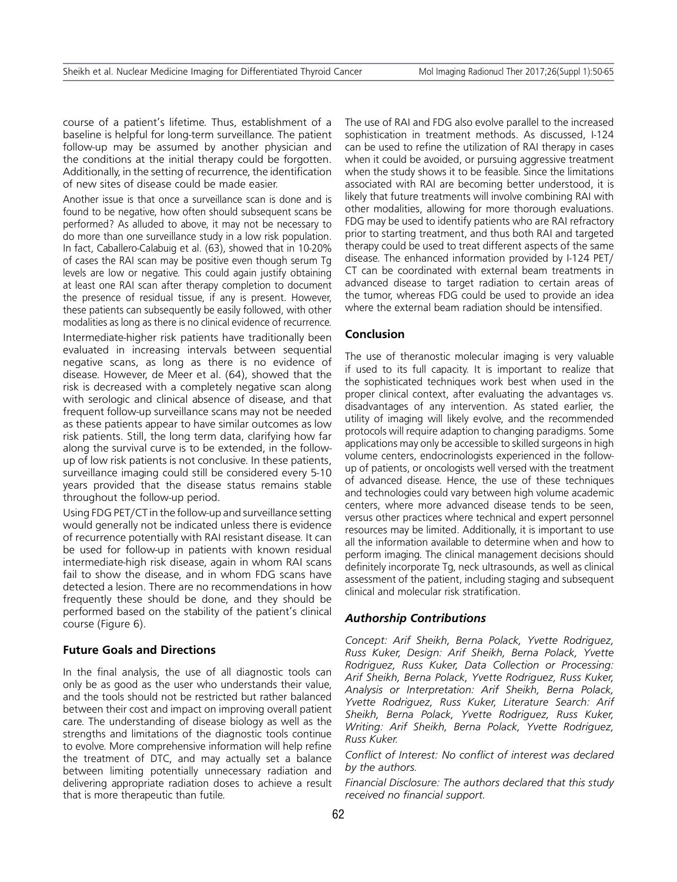course of a patient's lifetime. Thus, establishment of a baseline is helpful for long-term surveillance. The patient follow-up may be assumed by another physician and the conditions at the initial therapy could be forgotten. Additionally, in the setting of recurrence, the identification of new sites of disease could be made easier.

Another issue is that once a surveillance scan is done and is found to be negative, how often should subsequent scans be performed? As alluded to above, it may not be necessary to do more than one surveillance study in a low risk population. In fact, Caballero-Calabuig et al. (63), showed that in 10-20% of cases the RAI scan may be positive even though serum Tg levels are low or negative. This could again justify obtaining at least one RAI scan after therapy completion to document the presence of residual tissue, if any is present. However, these patients can subsequently be easily followed, with other modalities as long as there is no clinical evidence of recurrence.

Intermediate-higher risk patients have traditionally been evaluated in increasing intervals between sequential negative scans, as long as there is no evidence of disease. However, de Meer et al. (64), showed that the risk is decreased with a completely negative scan along with serologic and clinical absence of disease, and that frequent follow-up surveillance scans may not be needed as these patients appear to have similar outcomes as low risk patients. Still, the long term data, clarifying how far along the survival curve is to be extended, in the follow-up of low risk patients is not conclusive. In these patients, surveillance imaging could still be considered every 5-10 years provided that the disease status remains stable throughout the follow-up period.

Using FDG PET/CT in the follow-up and surveillance setting would generally not be indicated unless there is evidence of recurrence potentially with RAI resistant disease. It can be used for follow-up in patients with known residual intermediate-high risk disease, again in whom RAI scans fail to show the disease, and in whom FDG scans have detected a lesion. There are no recommendations in how frequently these should be done, and they should be performed based on the stability of the patient's clinical course (Figure 6).

## Future Goals and Directions

In the final analysis, the use of all diagnostic tools can only be as good as the user who understands their value, and the tools should not be restricted but rather balanced between their cost and impact on improving overall patient care. The understanding of disease biology as well as the strengths and limitations of the diagnostic tools continue to evolve. More comprehensive information will help refine the treatment of DTC, and may actually set a balance between limiting potentially unnecessary radiation and delivering appropriate radiation doses to achieve a result that is more therapeutic than futile.

The use of RAI and FDG also evolve parallel to the increased sophistication in treatment methods. As discussed, I-124 can be used to refine the utilization of RAI therapy in cases when it could be avoided, or pursuing aggressive treatment when the study shows it to be feasible. Since the limitations associated with RAI are becoming better understood, it is likely that future treatments will involve combining RAI with other modalities, allowing for more thorough evaluations. FDG may be used to identify patients who are RAI refractory prior to starting treatment, and thus both RAI and targeted therapy could be used to treat different aspects of the same disease. The enhanced information provided by I-124 PET/CT can be coordinated with external beam treatments in advanced disease to target radiation to certain areas of the tumor, whereas FDG could be used to provide an idea where the external beam radiation should be intensified.

## Conclusion

The use of theranostic molecular imaging is very valuable if used to its full capacity. It is important to realize that the sophisticated techniques work best when used in the proper clinical context, after evaluating the advantages vs. disadvantages of any intervention. As stated earlier, the utility of imaging will likely evolve, and the recommended protocols will require adaption to changing paradigms. Some applications may only be accessible to skilled surgeons in high volume centers, endocrinologists experienced in the follow-up of patients, or oncologists well versed with the treatment of advanced disease. Hence, the use of these techniques and technologies could vary between high volume academic centers, where more advanced disease tends to be seen, versus other practices where technical and expert personnel resources may be limited. Additionally, it is important to use all the information available to determine when and how to perform imaging. The clinical management decisions should definitely incorporate Tg, neck ultrasounds, as well as clinical assessment of the patient, including staging and subsequent clinical and molecular risk stratification.

### *Authorship Contributions*

*Concept: Arif Sheikh, Berna Polack, Yvette Rodriguez, Russ Kuker, Design: Arif Sheikh, Berna Polack, Yvette Rodriguez, Russ Kuker, Data Collection or Processing: Arif Sheikh, Berna Polack, Yvette Rodriguez, Russ Kuker, Analysis or Interpretation: Arif Sheikh, Berna Polack, Yvette Rodriguez, Russ Kuker, Literature Search: Arif Sheikh, Berna Polack, Yvette Rodriguez, Russ Kuker, Writing: Arif Sheikh, Berna Polack, Yvette Rodriguez, Russ Kuker.*

*Conflict of Interest: No conflict of interest was declared by the authors.*

*Financial Disclosure: The authors declared that this study received no financial support.*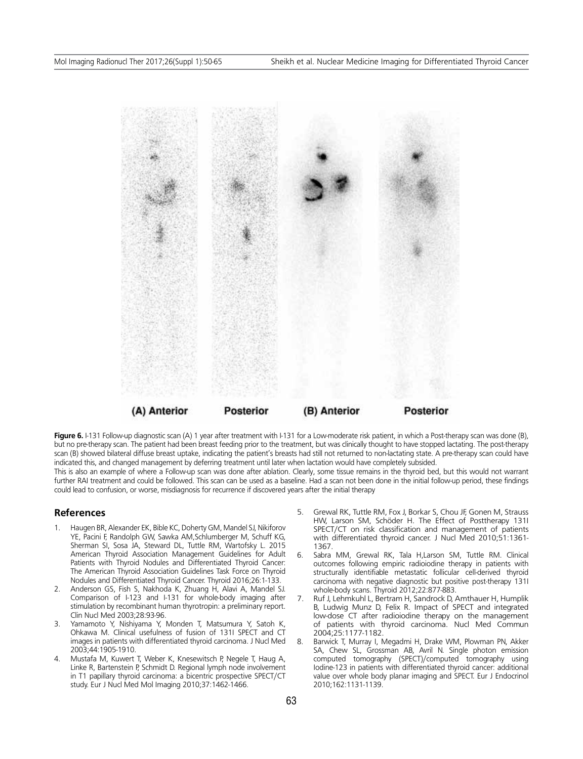**Figure 6.** I-131 Follow-up diagnostic scan (A) 1 year after treatment with I-131 for a Low-moderate risk patient, in which a Post-therapy scan was done (B), but no pre-therapy scan. The patient had been breast feeding prior to the treatment, but was clinically thought to have stopped lactating. The post-therapy scan (B) showed bilateral diffuse breast uptake, indicating the patient's breasts had still not returned to non-lactating state. A pre-therapy scan could have indicated this, and changed management by deferring treatment until later when lactation would have completely subsided.
This is also an example of where a Follow-up scan was done after ablation. Clearly, some tissue remains in the thyroid bed, but this would not warrant further RAI treatment and could be followed. This scan can be used as a baseline. Had a scan not been done in the initial follow-up period, these findings could lead to confusion, or worse, misdiagnosis for recurrence if discovered years after the initial therapy

## References

1. Haugen BR, Alexander EK, Bible KC, Doherty GM, Mandel SJ, Nikiforov YE, Pacini F, Randolph GW, Sawka AM,Schlumberger M, Schuff KG, Sherman SI, Sosa JA, Steward DL, Tuttle RM, Wartofsky L. 2015 American Thyroid Association Management Guidelines for Adult Patients with Thyroid Nodules and Differentiated Thyroid Cancer: The American Thyroid Association Guidelines Task Force on Thyroid Nodules and Differentiated Thyroid Cancer. Thyroid 2016;26:1-133.
2. Anderson GS, Fish S, Nakhoda K, Zhuang H, Alavi A, Mandel SJ. Comparison of I-123 and I-131 for whole-body imaging after stimulation by recombinant human thyrotropin: a preliminary report. Clin Nucl Med 2003;28:93-96.
3. Yamamoto Y, Nishiyama Y, Monden T, Matsumura Y, Satoh K, Ohkawa M. Clinical usefulness of fusion of 131I SPECT and CT images in patients with differentiated thyroid carcinoma. J Nucl Med 2003;44:1905-1910.
4. Mustafa M, Kuwert T, Weber K, Knesewitsch P, Negele T, Haug A, Linke R, Bartenstein P, Schmidt D. Regional lymph node involvement in T1 papillary thyroid carcinoma: a bicentric prospective SPECT/CT study. Eur J Nucl Med Mol Imaging 2010;37:1462-1466.
5. Grewal RK, Tuttle RM, Fox J, Borkar S, Chou JF, Gonen M, Strauss HW, Larson SM, Schöder H. The Effect of Posttherapy 131I SPECT/CT on risk classification and management of patients with differentiated thyroid cancer. J Nucl Med 2010;51:1361-1367.
6. Sabra MM, Grewal RK, Tala H,Larson SM, Tuttle RM. Clinical outcomes following empiric radioiodine therapy in patients with structurally identifiable metastatic follicular cell-derived thyroid carcinoma with negative diagnostic but positive post-therapy 131I whole-body scans. Thyroid 2012;22:877-883.
7. Ruf J, Lehmkuhl L, Bertram H, Sandrock D, Amthauer H, Humplik B, Ludwig Munz D, Felix R. Impact of SPECT and integrated low-dose CT after radioiodine therapy on the management of patients with thyroid carcinoma. Nucl Med Commun 2004;25:1177-1182.
8. Barwick T, Murray I, Megadmi H, Drake WM, Plowman PN, Akker SA, Chew SL, Grossman AB, Avril N. Single photon emission computed tomography (SPECT)/computed tomography using Iodine-123 in patients with differentiated thyroid cancer: additional value over whole body planar imaging and SPECT. Eur J Endocrinol 2010;162:1131-1139.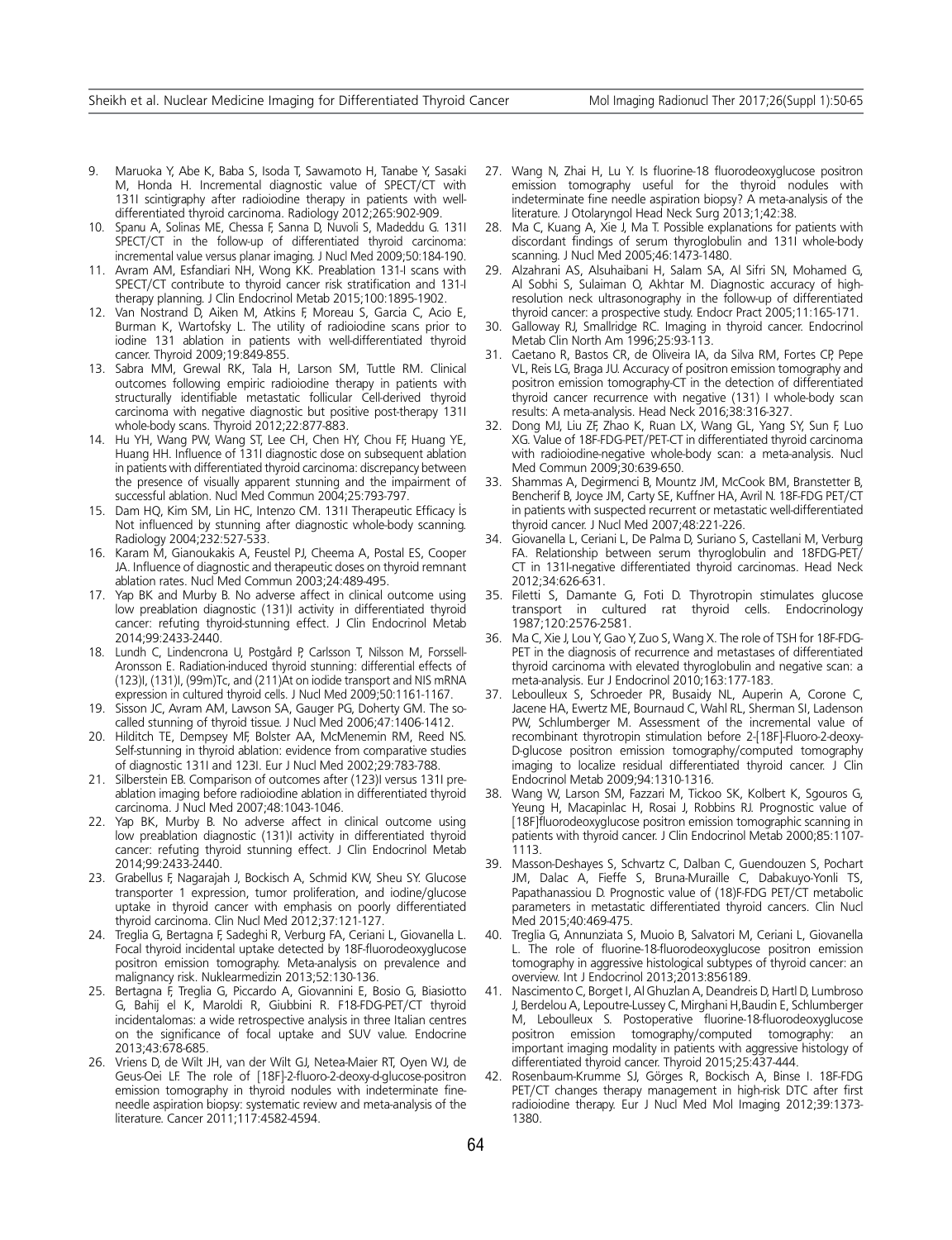9. Maruoka Y, Abe K, Baba S, Isoda T, Sawamoto H, Tanabe Y, Sasaki M, Honda H. Incremental diagnostic value of SPECT/CT with 131I scintigraphy after radioiodine therapy in patients with well-differentiated thyroid carcinoma. Radiology 2012;265:902-909.
10. Spanu A, Solinas ME, Chessa F, Sanna D, Nuvoli S, Madeddu G. 131I SPECT/CT in the follow-up of differentiated thyroid carcinoma: incremental value versus planar imaging. J Nucl Med 2009;50:184-190.
11. Avram AM, Esfandiari NH, Wong KK. Preablation 131-I scans with SPECT/CT contribute to thyroid cancer risk stratification and 131-I therapy planning. J Clin Endocrinol Metab 2015;100:1895-1902.
12. Van Nostrand D, Aiken M, Atkins F, Moreau S, Garcia C, Acio E, Burman K, Wartofsky L. The utility of radioiodine scans prior to iodine 131 ablation in patients with well-differentiated thyroid cancer. Thyroid 2009;19:849-855.
13. Sabra MM, Grewal RK, Tala H, Larson SM, Tuttle RM. Clinical outcomes following empiric radioiodine therapy in patients with structurally identifiable metastatic follicular Cell-derived thyroid carcinoma with negative diagnostic but positive post-therapy 131I whole-body scans. Thyroid 2012;22:877-883.
14. Hu YH, Wang PW, Wang ST, Lee CH, Chen HY, Chou FF, Huang YE, Huang HH. Influence of 131I diagnostic dose on subsequent ablation in patients with differentiated thyroid carcinoma: discrepancy between the presence of visually apparent stunning and the impairment of successful ablation. Nucl Med Commun 2004;25:793-797.
15. Dam HQ, Kim SM, Lin HC, Intenzo CM. 131I Therapeutic Efficacy İs Not influenced by stunning after diagnostic whole-body scanning. Radiology 2004;232:527-533.
16. Karam M, Gianoukakis A, Feustel PJ, Cheema A, Postal ES, Cooper JA. Influence of diagnostic and therapeutic doses on thyroid remnant ablation rates. Nucl Med Commun 2003;24:489-495.
17. Yap BK and Murby B. No adverse affect in clinical outcome using low preablation diagnostic (131)I activity in differentiated thyroid cancer: refuting thyroid-stunning effect. J Clin Endocrinol Metab 2014;99:2433-2440.
18. Lundh C, Lindencrona U, Postgård P, Carlsson T, Nilsson M, Forssell-Aronsson E. Radiation-induced thyroid stunning: differential effects of (123)I, (131)I, (99m)Tc, and (211)At on iodide transport and NIS mRNA expression in cultured thyroid cells. J Nucl Med 2009;50:1161-1167.
19. Sisson JC, Avram AM, Lawson SA, Gauger PG, Doherty GM. The so-called stunning of thyroid tissue. J Nucl Med 2006;47:1406-1412.
20. Hilditch TE, Dempsey MF, Bolster AA, McMenemin RM, Reed NS. Self-stunning in thyroid ablation: evidence from comparative studies of diagnostic 131I and 123I. Eur J Nucl Med 2002;29:783-788.
21. Silberstein EB. Comparison of outcomes after (123)I versus 131I pre-ablation imaging before radioiodine ablation in differentiated thyroid carcinoma. J Nucl Med 2007;48:1043-1046.
22. Yap BK, Murby B. No adverse affect in clinical outcome using low preablation diagnostic (131)I activity in differentiated thyroid cancer: refuting thyroid stunning effect. J Clin Endocrinol Metab 2014;99:2433-2440.
23. Grabellus F, Nagarajah J, Bockisch A, Schmid KW, Sheu SY. Glucose transporter 1 expression, tumor proliferation, and iodine/glucose uptake in thyroid cancer with emphasis on poorly differentiated thyroid carcinoma. Clin Nucl Med 2012;37:121-127.
24. Treglia G, Bertagna F, Sadeghi R, Verburg FA, Ceriani L, Giovanella L. Focal thyroid incidental uptake detected by 18F-fluorodeoxyglucose positron emission tomography. Meta-analysis on prevalence and malignancy risk. Nuklearmedizin 2013;52:130-136.
25. Bertagna F, Treglia G, Piccardo A, Giovannini E, Bosio G, Biasiotto G, Bahij el K, Maroldi R, Giubbini R. F18-FDG-PET/CT thyroid incidentalomas: a wide retrospective analysis in three Italian centres on the significance of focal uptake and SUV value. Endocrine 2013;43:678-685.
26. Vriens D, de Wilt JH, van der Wilt GJ, Netea-Maier RT, Oyen WJ, de Geus-Oei LF. The role of [18F]-2-fluoro-2-deoxy-d-glucose-positron emission tomography in thyroid nodules with indeterminate fine-needle aspiration biopsy: systematic review and meta-analysis of the literature. Cancer 2011;117:4582-4594.
27. Wang N, Zhai H, Lu Y. Is fluorine-18 fluorodeoxyglucose positron emission tomography useful for the thyroid nodules with indeterminate fine needle aspiration biopsy? A meta-analysis of the literature. J Otolaryngol Head Neck Surg 2013;1;42:38.
28. Ma C, Kuang A, Xie J, Ma T. Possible explanations for patients with discordant findings of serum thyroglobulin and 131I whole-body scanning. J Nucl Med 2005;46:1473-1480.
29. Alzahrani AS, Alsuhaibani H, Salam SA, Al Sifri SN, Mohamed G, Al Sobhi S, Sulaiman O, Akhtar M. Diagnostic accuracy of high-resolution neck ultrasonography in the follow-up of differentiated thyroid cancer: a prospective study. Endocr Pract 2005;11:165-171.
30. Galloway RJ, Smallridge RC. Imaging in thyroid cancer. Endocrinol Metab Clin North Am 1996;25:93-113.
31. Caetano R, Bastos CR, de Oliveira IA, da Silva RM, Fortes CP, Pepe VL, Reis LG, Braga JU. Accuracy of positron emission tomography and positron emission tomography-CT in the detection of differentiated thyroid cancer recurrence with negative (131) I whole-body scan results: A meta-analysis. Head Neck 2016;38:316-327.
32. Dong MJ, Liu ZF, Zhao K, Ruan LX, Wang GL, Yang SY, Sun F, Luo XG. Value of 18F-FDG-PET/PET-CT in differentiated thyroid carcinoma with radioiodine-negative whole-body scan: a meta-analysis. Nucl Med Commun 2009;30:639-650.
33. Shammas A, Degirmenci B, Mountz JM, McCook BM, Branstetter B, Bencherif B, Joyce JM, Carty SE, Kuffner HA, Avril N. 18F-FDG PET/CT in patients with suspected recurrent or metastatic well-differentiated thyroid cancer. J Nucl Med 2007;48:221-226.
34. Giovanella L, Ceriani L, De Palma D, Suriano S, Castellani M, Verburg FA. Relationship between serum thyroglobulin and 18FDG-PET/CT in 131I-negative differentiated thyroid carcinomas. Head Neck 2012;34:626-631.
35. Filetti S, Damante G, Foti D. Thyrotropin stimulates glucose transport in cultured rat thyroid cells. Endocrinology 1987;120:2576-2581.
36. Ma C, Xie J, Lou Y, Gao Y, Zuo S, Wang X. The role of TSH for 18F-FDG-PET in the diagnosis of recurrence and metastases of differentiated thyroid carcinoma with elevated thyroglobulin and negative scan: a meta-analysis. Eur J Endocrinol 2010;163:177-183.
37. Leboulleux S, Schroeder PR, Busaidy NL, Auperin A, Corone C, Jacene HA, Ewertz ME, Bournaud C, Wahl RL, Sherman SI, Ladenson PW, Schlumberger M. Assessment of the incremental value of recombinant thyrotropin stimulation before 2-[18F]-Fluoro-2-deoxy-D-glucose positron emission tomography/computed tomography imaging to localize residual differentiated thyroid cancer. J Clin Endocrinol Metab 2009;94:1310-1316.
38. Wang W, Larson SM, Fazzari M, Tickoo SK, Kolbert K, Sgouros G, Yeung H, Macapinlac H, Rosai J, Robbins RJ. Prognostic value of [18F]fluorodeoxyglucose positron emission tomographic scanning in patients with thyroid cancer. J Clin Endocrinol Metab 2000;85:1107-1113.
39. Masson-Deshayes S, Schvartz C, Dalban C, Guendouzen S, Pochart JM, Dalac A, Fieffe S, Bruna-Muraille C, Dabakuyo-Yonli TS, Papathanassiou D. Prognostic value of (18)F-FDG PET/CT metabolic parameters in metastatic differentiated thyroid cancers. Clin Nucl Med 2015;40:469-475.
40. Treglia G, Annunziata S, Muoio B, Salvatori M, Ceriani L, Giovanella L. The role of fluorine-18-fluorodeoxyglucose positron emission tomography in aggressive histological subtypes of thyroid cancer: an overview. Int J Endocrinol 2013;2013:856189.
41. Nascimento C, Borget I, Al Ghuzlan A, Deandreis D, Hartl D, Lumbroso J, Berdelou A, Lepoutre-Lussey C, Mirghani H,Baudin E, Schlumberger M, Leboulleux S. Postoperative fluorine-18-fluorodeoxyglucose positron emission tomography/computed tomography: an important imaging modality in patients with aggressive histology of differentiated thyroid cancer. Thyroid 2015;25:437-444.
42. Rosenbaum-Krumme SJ, Görges R, Bockisch A, Binse I. 18F-FDG PET/CT changes therapy management in high-risk DTC after first radioiodine therapy. Eur J Nucl Med Mol Imaging 2012;39:1373-1380.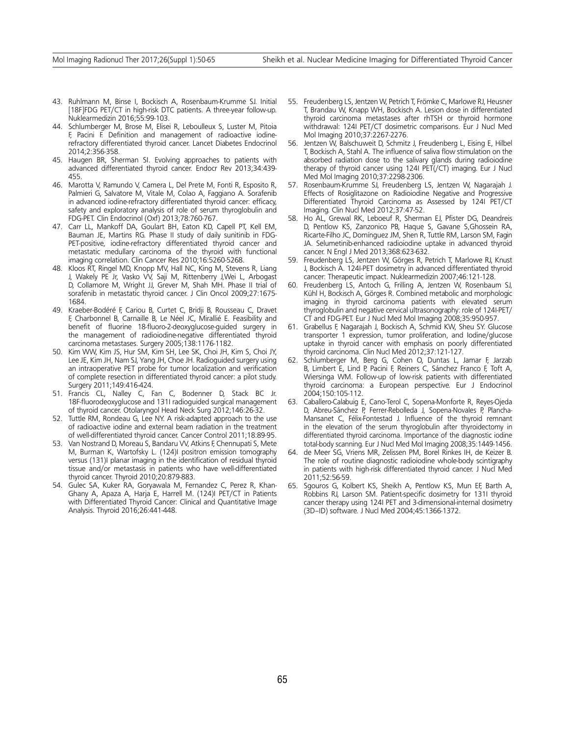43. Ruhlmann M, Binse I, Bockisch A, Rosenbaum-Krumme SJ. Initial [18F]FDG PET/CT in high-risk DTC patients. A three-year follow-up. Nuklearmedizin 2016;55:99-103.
44. Schlumberger M, Brose M, Elisei R, Leboulleux S, Luster M, Pitoia F, Pacini F. Definition and management of radioactive iodine-refractory differentiated thyroid cancer. Lancet Diabetes Endocrinol 2014;2:356-358.
45. Haugen BR, Sherman SI. Evolving approaches to patients with advanced differentiated thyroid cancer. Endocr Rev 2013;34:439-455.
46. Marotta V, Ramundo V, Camera L, Del Prete M, Fonti R, Esposito R, Palmieri G, Salvatore M, Vitale M, Colao A, Faggiano A. Sorafenib in advanced iodine-refractory differentiated thyroid cancer: efficacy, safety and exploratory analysis of role of serum thyroglobulin and FDG-PET. Clin Endocrinol (Oxf) 2013;78:760-767.
47. Carr LL, Mankoff DA, Goulart BH, Eaton KD, Capell PT, Kell EM, Bauman JE, Martins RG. Phase II study of daily sunitinib in FDG-PET-positive, iodine-refractory differentiated thyroid cancer and metastatic medullary carcinoma of the thyroid with functional imaging correlation. Clin Cancer Res 2010;16:5260-5268.
48. Kloos RT, Ringel MD, Knopp MV, Hall NC, King M, Stevens R, Liang J, Wakely PE Jr, Vasko VV, Saji M, Rittenberry J,Wei L, Arbogast D, Collamore M, Wright JJ, Grever M, Shah MH. Phase II trial of sorafenib in metastatic thyroid cancer. J Clin Oncol 2009;27:1675-1684.
49. Kraeber-Bodéré F, Cariou B, Curtet C, Bridji B, Rousseau C, Dravet F, Charbonnel B, Carnaille B, Le Néel JC, Mirallié E. Feasibility and benefit of fluorine 18-fluoro-2-deoxyglucose-guided surgery in the management of radioiodine-negative differentiated thyroid carcinoma metastases. Surgery 2005;138:1176-1182.
50. Kim WW, Kim JS, Hur SM, Kim SH, Lee SK, Choi JH, Kim S, Choi JY, Lee JE, Kim JH, Nam SJ, Yang JH, Choe JH. Radioguided surgery using an intraoperative PET probe for tumor localization and verification of complete resection in differentiated thyroid cancer: a pilot study. Surgery 2011;149:416-424.
51. Francis CL, Nalley C, Fan C, Bodenner D, Stack BC Jr. 18F-fluorodeoxyglucose and 131I radioguided surgical management of thyroid cancer. Otolaryngol Head Neck Surg 2012;146:26-32.
52. Tuttle RM, Rondeau G, Lee NY. A risk-adapted approach to the use of radioactive iodine and external beam radiation in the treatment of well-differentiated thyroid cancer. Cancer Control 2011;18:89-95.
53. Van Nostrand D, Moreau S, Bandaru VV, Atkins F, Chennupati S, Mete M, Burman K, Wartofsky L. (124)I positron emission tomography versus (131)I planar imaging in the identification of residual thyroid tissue and/or metastasis in patients who have well-differentiated thyroid cancer. Thyroid 2010;20:879-883.
54. Gulec SA, Kuker RA, Goryawala M, Fernandez C, Perez R, Khan-Ghany A, Apaza A, Harja E, Harrell M. (124)I PET/CT in Patients with Differentiated Thyroid Cancer: Clinical and Quantitative Image Analysis. Thyroid 2016;26:441-448.
55. Freudenberg LS, Jentzen W, Petrich T, Frömke C, Marlowe RJ, Heusner T, Brandau W, Knapp WH, Bockisch A. Lesion dose in differentiated thyroid carcinoma metastases after rhTSH or thyroid hormone withdrawal: 124I PET/CT dosimetric comparisons. Eur J Nucl Med Mol Imaging 2010;37:2267-2276.
56. Jentzen W, Balschuweit D, Schmitz J, Freudenberg L, Eising E, Hilbel T, Bockisch A, Stahl A. The influence of saliva flow stimulation on the absorbed radiation dose to the salivary glands during radioiodine therapy of thyroid cancer using 124I PET(/CT) imaging. Eur J Nucl Med Mol Imaging 2010;37:2298-2306.
57. Rosenbaum-Krumme SJ, Freudenberg LS, Jentzen W, Nagarajah J. Effects of Rosiglitazone on Radioiodine Negative and Progressive Differentiated Thyroid Carcinoma as Assessed by 124I PET/CT Imaging. Clin Nucl Med 2012;37:47-52.
58. Ho AL, Grewal RK, Leboeuf R, Sherman EJ, Pfister DG, Deandreis D, Pentlow KS, Zanzonico PB, Haque S, Gavane S,Ghossein RA, Ricarte-Filho JC, Domínguez JM, Shen R, Tuttle RM, Larson SM, Fagin JA. Selumetinib-enhanced radioiodine uptake in advanced thyroid cancer. N Engl J Med 2013;368:623-632.
59. Freudenberg LS, Jentzen W, Görges R, Petrich T, Marlowe RJ, Knust J, Bockisch A. 124I-PET dosimetry in advanced differentiated thyroid cancer: Therapeutic impact. Nuklearmedizin 2007;46:121-128.
60. Freudenberg LS, Antoch G, Frilling A, Jentzen W, Rosenbaum SJ, Kühl H, Bockisch A, Görges R. Combined metabolic and morphologic imaging in thyroid carcinoma patients with elevated serum thyroglobulin and negative cervical ultrasonography: role of 124I-PET/CT and FDG-PET. Eur J Nucl Med Mol Imaging 2008;35:950-957.
61. Grabellus F, Nagarajah J, Bockisch A, Schmid KW, Sheu SY. Glucose transporter 1 expression, tumor proliferation, and Iodine/glucose uptake in thyroid cancer with emphasis on poorly differentiated thyroid carcinoma. Clin Nucl Med 2012;37:121-127.
62. Schlumberger M, Berg G, Cohen O, Duntas L, Jamar F, Jarzab B, Limbert E, Lind P, Pacini F, Reiners C, Sánchez Franco F, Toft A, Wiersinga WM. Follow-up of low-risk patients with differentiated thyroid carcinoma: a European perspective. Eur J Endocrinol 2004;150:105-112.
63. Caballero-Calabuig E, Cano-Terol C, Sopena-Monforte R, Reyes-Ojeda D, Abreu-Sánchez P, Ferrer-Rebolleda J, Sopena-Novales P, Plancha-Mansanet C, Félix-Fontestad J. Influence of the thyroid remnant in the elevation of the serum thyroglobulin after thyroidectomy in differentiated thyroid carcinoma. Importance of the diagnostic iodine total-body scanning. Eur J Nucl Med Mol Imaging 2008;35:1449-1456.
64. de Meer SG, Vriens MR, Zelissen PM, Borel Rinkes IH, de Keizer B. The role of routine diagnostic radioiodine whole-body scintigraphy in patients with high-risk differentiated thyroid cancer. J Nucl Med 2011;52:56-59.
65. Sgouros G, Kolbert KS, Sheikh A, Pentlow KS, Mun EF, Barth A, Robbins RJ, Larson SM. Patient-specific dosimetry for 131I thyroid cancer therapy using 124I PET and 3-dimensional-internal dosimetry (3D–ID) software. J Nucl Med 2004;45:1366-1372.